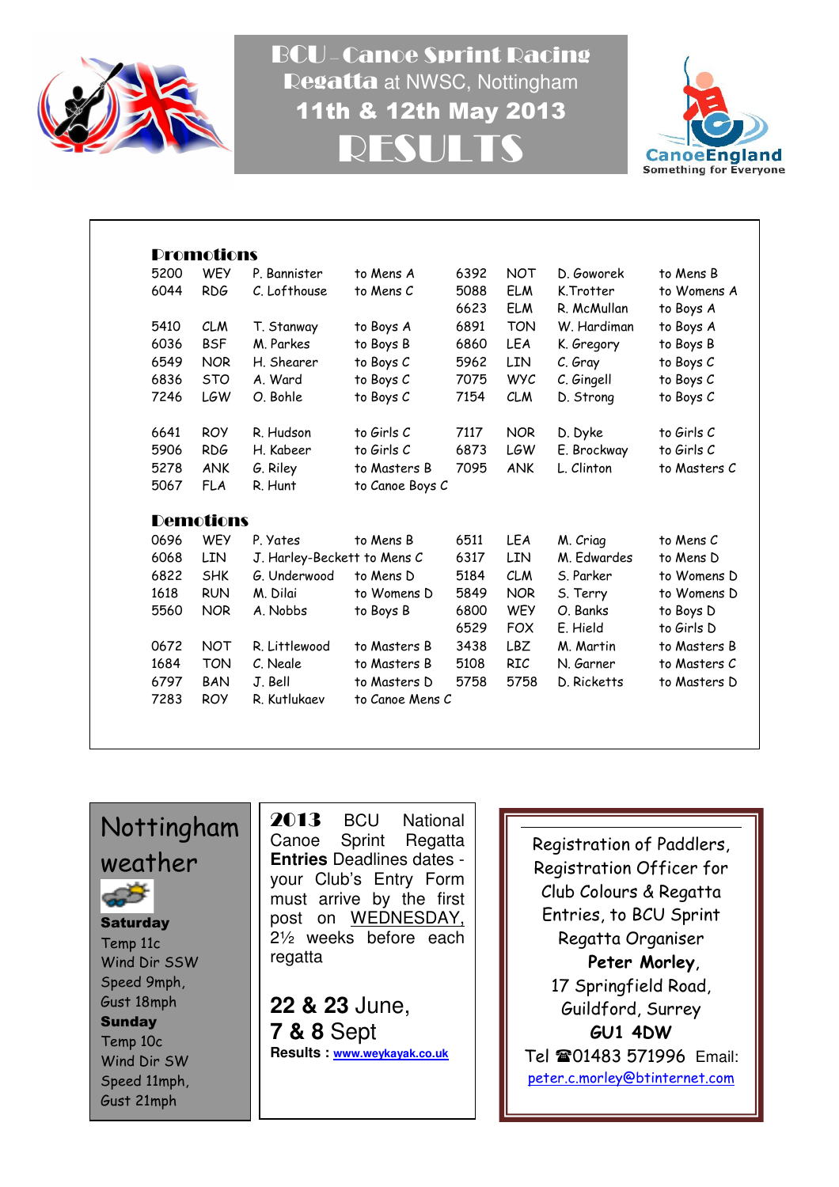# BCU - Canoe Sprint Racing Regatta at NWSC, Nottingham

## 11th & 12th May 2013

# RESULTS

CanoeEngland
Something for Everyone

### Promotions

| | | | | | | | |
|---|---|---|---|---|---|---|---|
| 5200 | WEY | P. Bannister | to Mens A | 6392 | NOT | D. Goworek | to Mens B |
| 6044 | RDG | C. Lofthouse | to Mens C | 5088 | ELM | K.Trotter | to Womens A |
| | | | | 6623 | ELM | R. McMullan | to Boys A |
| 5410 | CLM | T. Stanway | to Boys A | 6891 | TON | W. Hardiman | to Boys A |
| 6036 | BSF | M. Parkes | to Boys B | 6860 | LEA | K. Gregory | to Boys B |
| 6549 | NOR | H. Shearer | to Boys C | 5962 | LIN | C. Gray | to Boys C |
| 6836 | STO | A. Ward | to Boys C | 7075 | WYC | C. Gingell | to Boys C |
| 7246 | LGW | O. Bohle | to Boys C | 7154 | CLM | D. Strong | to Boys C |
| 6641 | ROY | R. Hudson | to Girls C | 7117 | NOR | D. Dyke | to Girls C |
| 5906 | RDG | H. Kabeer | to Girls C | 6873 | LGW | E. Brockway | to Girls C |
| 5278 | ANK | G. Riley | to Masters B | 7095 | ANK | L. Clinton | to Masters C |
| 5067 | FLA | R. Hunt | to Canoe Boys C | | | | |

### Demotions

| | | | | | | | |
|---|---|---|---|---|---|---|---|
| 0696 | WEY | P. Yates | to Mens B | 6511 | LEA | M. Criag | to Mens C |
| 6068 | LIN | J. Harley-Beckett | to Mens C | 6317 | LIN | M. Edwardes | to Mens D |
| 6822 | SHK | G. Underwood | to Mens D | 5184 | CLM | S. Parker | to Womens D |
| 1618 | RUN | M. Dilai | to Womens D | 5849 | NOR | S. Terry | to Womens D |
| 5560 | NOR | A. Nobbs | to Boys B | 6800 | WEY | O. Banks | to Boys D |
| | | | | 6529 | FOX | E. Hield | to Girls D |
| 0672 | NOT | R. Littlewood | to Masters B | 3438 | LBZ | M. Martin | to Masters B |
| 1684 | TON | C. Neale | to Masters B | 5108 | RIC | N. Garner | to Masters C |
| 6797 | BAN | J. Bell | to Masters D | 5758 | 5758 | D. Ricketts | to Masters D |
| 7283 | ROY | R. Kutlukaev | to Canoe Mens C | | | | |

## Nottingham weather

**Saturday**
Temp 11c
Wind Dir SSW
Speed 9mph,
Gust 18mph

**Sunday**
Temp 10c
Wind Dir SW
Speed 11mph,
Gust 21mph

**2013** BCU National Canoe Sprint Regatta **Entries** Deadlines dates - your Club's Entry Form must arrive by the first post on WEDNESDAY, 2½ weeks before each regatta

**22 & 23** June,
**7 & 8** Sept

**Results : www.weykayak.co.uk**

Registration of Paddlers, Registration Officer for Club Colours & Regatta Entries, to BCU Sprint Regatta Organiser
**Peter Morley**,
17 Springfield Road,
Guildford, Surrey
**GU1 4DW**
Tel ☎01483 571996 Email:
peter.c.morley@btinternet.com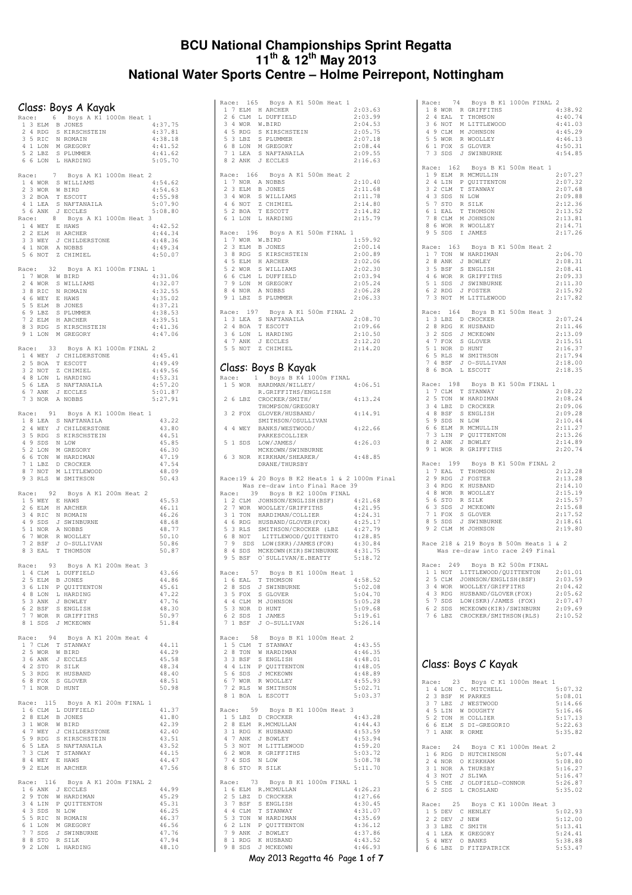# BCU National Championships Sprint Regatta
# 11th & 12th May 2013
# National Water Sports Centre – Holme Peirrepont, Nottingham

## Class: Boys A Kayak

Race: 6 Boys A K1 1000m Heat 1

| | | | | |
|---|---|---|---|---|
| 1 3 | ELM | B JONES | | 4:37.75 |
| 2 4 | RDG | S KIRSCHSTEIN | | 4:37.81 |
| 3 5 | RIC | N ROMAIN | | 4:38.18 |
| 4 1 | LON | M GREGORY | | 4:41.52 |
| 5 2 | LBZ | S PLUMMER | | 4:41.62 |
| 6 6 | LON | L HARDING | | 5:05.70 |

Race: 7 Boys A K1 1000m Heat 2

| | | | |
|---|---|---|---|
| 1 4 | WOR | S WILLIAMS | 4:54.62 |
| 2 3 | WOR | W BIRD | 4:54.63 |
| 3 2 | BOA | T ESCOTT | 4:55.98 |
| 4 1 | LEA | S NAFTANAILA | 5:07.90 |
| 5 6 | ANK | J ECCLES | 5:08.80 |

Race: 8 Boys A K1 1000m Heat 3

| | | | |
|---|---|---|---|
| 1 4 | WEY | E HAWS | 4:42.52 |
| 2 2 | ELM | H ARCHER | 4:44.34 |
| 3 3 | WEY | J CHILDERSTONE | 4:48.36 |
| 4 1 | NOR | A NOBBS | 4:49.34 |
| 5 6 | NOT | Z CHIMIEL | 4:50.07 |

Race: 32 Boys A K1 1000m FINAL 1

| | | | |
|---|---|---|---|
| 1 7 | WOR | W BIRD | 4:31.06 |
| 2 4 | WOR | S WILLIAMS | 4:32.07 |
| 3 8 | RIC | N ROMAIN | 4:32.55 |
| 4 6 | WEY | E HAWS | 4:35.02 |
| 5 5 | ELM | B JONES | 4:37.21 |
| 6 9 | LBZ | S PLUMMER | 4:38.53 |
| 7 2 | ELM | H ARCHER | 4:39.51 |
| 8 3 | RDG | S KIRSCHSTEIN | 4:41.36 |
| 9 1 | LON | M GREGORY | 4:47.06 |

Race: 33 Boys A K1 1000m FINAL 2

| | | | |
|---|---|---|---|
| 1 4 | WEY | J CHILDERSTONE | 4:45.41 |
| 2 5 | BOA | T ESCOTT | 4:49.49 |
| 3 2 | NOT | Z CHIMIEL | 4:49.56 |
| 4 8 | LON | L HARDING | 4:53.31 |
| 5 6 | LEA | S NAFTANAILA | 4:57.20 |
| 6 7 | ANK | J ECCLES | 5:01.87 |
| 7 3 | NOR | A NOBBS | 5:27.91 |

Race: 91 Boys A K1 1000m Heat 1

| | | | |
|---|---|---|---|
| 1 8 | LEA | S NAFTANAILA | 43.22 |
| 2 4 | WEY | J CHILDERSTONE | 43.80 |
| 3 5 | RDG | S KIRSCHSTEIN | 44.51 |
| 4 9 | SDS | N LOW | 45.85 |
| 5 2 | LON | M GREGORY | 46.30 |
| 6 6 | TON | W HARDIMAN | 47.19 |
| 7 1 | LBZ | D CROCKER | 47.54 |
| 8 7 | NOT | M LITTLEWOOD | 48.09 |
| 9 3 | RLS | W SMITHSON | 50.43 |

Race: 92 Boys A K1 200m Heat 2

| | | | |
|---|---|---|---|
| 1 5 | WEY | E HAWS | 45.53 |
| 2 6 | ELM | H ARCHER | 46.11 |
| 3 4 | RIC | N ROMAIN | 46.26 |
| 4 9 | SDS | J SWINBURNE | 48.68 |
| 5 1 | NOR | A NOBBS | 48.77 |
| 6 7 | WOR | R WOOLLEY | 50.10 |
| 7 2 | BSF | J O-SULLIVAN | 50.86 |
| 8 3 | EAL | T THOMSON | 50.87 |

Race: 93 Boys A K1 200m Heat 3

| | | | |
|---|---|---|---|
| 1 4 | CLM | L DUFFIELD | 43.66 |
| 2 5 | ELM | B JONES | 44.86 |
| 3 6 | LIN | P QUITTENTON | 45.61 |
| 4 8 | LON | L HARDING | 47.22 |
| 5 3 | ANK | J BOWLEY | 47.76 |
| 6 2 | BSF | S ENGLISH | 48.30 |
| 7 7 | WOR | R GRIFFITHS | 50.97 |
| 8 1 | SDS | J MCKEOWN | 51.84 |

Race: 94 Boys A K1 200m Heat 4

| | | | |
|---|---|---|---|
| 1 7 | CLM | T STANWAY | 44.11 |
| 2 5 | WOR | W BIRD | 44.29 |
| 3 6 | ANK | J ECCLES | 45.58 |
| 4 2 | STO | R SILK | 48.34 |
| 5 3 | RDG | K HUSBAND | 48.40 |
| 6 8 | FOX | S GLOVER | 48.51 |
| 7 1 | NOR | D HUNT | 50.98 |

Race: 115 Boys A K1 200m FINAL 1

| | | | |
|---|---|---|---|
| 1 6 | CLM | L DUFFIELD | 41.37 |
| 2 8 | ELM | B JONES | 41.80 |
| 3 1 | WOR | W BIRD | 42.39 |
| 4 7 | WEY | J CHILDERSTONE | 42.40 |
| 5 9 | RDG | S KIRSCHSTEIN | 43.51 |
| 6 5 | LEA | S NAFTANAILA | 43.52 |
| 7 3 | CLM | T STANWAY | 44.15 |
| 8 4 | WEY | E HAWS | 44.47 |
| 9 2 | ELM | H ARCHER | 47.56 |

Race: 116 Boys A K1 200m FINAL 2

| | | | |
|---|---|---|---|
| 1 6 | ANK | J ECCLES | 44.99 |
| 2 9 | TON | W HARDIMAN | 45.29 |
| 3 4 | LIN | P QUITTENTON | 45.31 |
| 4 3 | SDS | N LOW | 46.25 |
| 5 5 | RIC | N ROMAIN | 46.37 |
| 6 1 | LON | M GREGORY | 46.56 |
| 7 7 | SDS | J SWINBURNE | 47.76 |
| 8 8 | STO | R SILK | 47.94 |
| 9 2 | LON | L HARDING | 48.10 |

Race: 165 Boys A K1 500m Heat 1

| | | | |
|---|---|---|---|
| 1 7 | ELM | H ARCHER | 2:03.63 |
| 2 6 | CLM | L DUFFIELD | 2:03.99 |
| 3 4 | WOR | W.BIRD | 2:04.53 |
| 4 5 | RDG | S KIRSCHSTEIN | 2:05.75 |
| 5 3 | LBZ | S PLUMMER | 2:07.18 |
| 6 8 | LON | M GREGORY | 2:08.44 |
| 7 1 | LEA | S NAFTANAILA | 2:09.55 |
| 8 2 | ANK | J ECCLES | 2:16.63 |

Race: 166 Boys A K1 500m Heat 2

| | | | |
|---|---|---|---|
| 1 7 | NOR | A NOBBS | 2:10.40 |
| 2 3 | ELM | B JONES | 2:11.68 |
| 3 4 | WOR | S WILLIAMS | 2:11.78 |
| 4 6 | NOT | Z CHIMIEL | 2:14.80 |
| 5 2 | BOA | T ESCOTT | 2:14.82 |
| 6 1 | LON | L HARDING | 2:15.79 |

Race: 196 Boys A K1 500m FINAL 1

| | | | |
|---|---|---|---|
| 1 7 | WOR | W.BIRD | 1:59.92 |
| 2 3 | ELM | B JONES | 2:00.14 |
| 3 8 | RDG | S KIRSCHSTEIN | 2:00.89 |
| 4 5 | ELM | H ARCHER | 2:02.06 |
| 5 2 | WOR | S WILLIAMS | 2:02.30 |
| 6 6 | CLM | L DUFFIELD | 2:03.94 |
| 7 9 | LON | M GREGORY | 2:05.24 |
| 8 4 | NOR | A NOBBS | 2:06.28 |
| 9 1 | LBZ | S PLUMMER | 2:06.33 |

Race: 197 Boys A K1 500m FINAL 2

| | | | |
|---|---|---|---|
| 1 3 | LEA | S NAFTANAILA | 2:08.70 |
| 2 4 | BOA | T ESCOTT | 2:09.66 |
| 3 6 | LON | L HARDING | 2:10.50 |
| 4 7 | ANK | J ECCLES | 2:12.20 |
| 5 5 | NOT | Z CHIMIEL | 2:14.20 |

## Class: Boys B Kayak

Race: 1 Boys B K4 1000m FINAL

| | | | |
|---|---|---|---|
| 1 5 | WOR | HARDMAN/WILLEY/ R.GRIFFITHS/ENGLISH | 4:06.51 |
| 2 6 | LBZ | CROCKER/SMITH/ THOMPSON/GREGORY | 4:13.24 |
| 3 2 | FOX | GLOVER/HUSBAND/ SMITHSON/OSULLIVAN | 4:14.91 |
| 4 4 | WEY | BANKS/WESTWOOD/ PARKESCOLLIER | 4:22.66 |
| 5 1 | SDS | LOW/JAMES/ MCKEOWN/SWINBURNE | 4:26.03 |
| 6 3 | NOR | KIRKHAM/SHEARER/ DRANE/THURSBY | 4:48.85 |

Race:19 & 20 Boys B K2 Heats 1 & 2 1000m Final Was re-draw into Final Race 39

Race: 39 Boys B K2 1000m FINAL

| | | | |
|---|---|---|---|
| 1 2 | CLM | JOHNSON/ENGLISH(BSF) | 4:21.68 |
| 2 7 | WOR | WOOLLEY/GRIFFITHS | 4:21.95 |
| 3 1 | TON | HARDIMAN/COLLIER | 4:24.31 |
| 4 6 | RDG | HUSBAND/GLOVER(FOX) | 4:25.17 |
| 5 3 | RLS | SMITHSON/CROCKER (LBZ | 4:27.79 |
| 6 8 | NOT | LITTLEWOOD/QUITTENTO | 4:28.85 |
| 7 9 | SDS | LOW(SKR)/JAMES(FOR) | 4:30.84 |
| 8 4 | SDS | MCKEOWN(KIR)SWINBURNE | 4:31.75 |
| 9 5 | BSF | O`SULLIVAN/E.BEATTY | 5:18.72 |

Race: 57 Boys B K1 1000m Heat 1

| | | | |
|---|---|---|---|
| 1 6 | EAL | T THOMSON | 4:58.52 |
| 2 8 | SDS | J SWINBURNE | 5:02.08 |
| 3 5 | FOX | S GLOVER | 5:04.70 |
| 4 4 | CLM | M JOHNSON | 5:05.28 |
| 5 3 | NOR | D HUNT | 5:09.68 |
| 6 2 | SDS | I JAMES | 5:19.61 |
| 7 1 | BSF | J O-SULLIVAN | 5:26.14 |

Race: 58 Boys B K1 1000m Heat 2

| | | | |
|---|---|---|---|
| 1 5 | CLM | T STANWAY | 4:43.55 |
| 2 8 | TON | W HARDIMAN | 4:46.35 |
| 3 3 | BSF | S ENGLISH | 4:48.01 |
| 4 4 | LIN | P QUITTENTON | 4:48.05 |
| 5 6 | SDS | J MCKEOWN | 4:48.89 |
| 6 7 | WOR | R WOOLLEY | 4:55.93 |
| 7 2 | RLS | W SMITHSON | 5:02.77 |
| 8 1 | BOA | L ESCOTT | 5:03.37 |

Race: 59 Boys B K1 1000m Heat 3

| | | | |
|---|---|---|---|
| 1 5 | LBZ | D CROCKER | 4:43.28 |
| 2 8 | ELM | R.MCMULLAN | 4:44.43 |
| 3 1 | RDG | K HUSBAND | 4:53.59 |
| 4 7 | ANK | J BOWLEY | 4:53.94 |
| 5 3 | NOT | M LITTLEWOOD | 4:59.20 |
| 6 2 | WOR | R GRIFFITHS | 5:03.72 |
| 7 4 | SDS | N LOW | 5:08.78 |
| 8 6 | STO | R SILK | 5:11.70 |

Race: 73 Boys B K1 1000m FINAL 1

| | | | |
|---|---|---|---|
| 1 6 | ELM | R.MCMULLAN | 4:26.23 |
| 2 5 | LBZ | D CROCKER | 4:27.66 |
| 3 7 | BSF | S ENGLISH | 4:30.45 |
| 4 4 | CLM | T STANWAY | 4:31.07 |
| 5 3 | TON | W HARDIMAN | 4:35.69 |
| 6 2 | LIN | P QUITTENTON | 4:36.12 |
| 7 9 | ANK | J BOWLEY | 4:37.86 |
| 8 1 | RDG | K HUSBAND | 4:43.52 |
| 9 8 | SDS | J MCKEOWN | 4:46.93 |

Race: 74 Boys B K1 1000m FINAL 2

| | | | |
|---|---|---|---|
| 1 8 | WOR | R GRIFFITHS | 4:38.92 |
| 2 4 | EAL | T THOMSON | 4:40.74 |
| 3 6 | NOT | M LITTLEWOOD | 4:41.03 |
| 4 9 | CLM | M JOHNSON | 4:45.29 |
| 5 5 | WOR | R WOOLLEY | 4:46.13 |
| 6 1 | FOX | S GLOVER | 4:50.31 |
| 7 3 | SDS | J SWINBURNE | 4:54.85 |

Race: 162 Boys B K1 500m Heat 1

| | | | |
|---|---|---|---|
| 1 9 | ELM | R MCMULLIN | 2:07.27 |
| 2 4 | LIN | P QUITTENTON | 2:07.32 |
| 3 2 | CLM | T STANWAY | 2:07.68 |
| 4 3 | SDS | N LOW | 2:09.88 |
| 5 7 | STO | R SILK | 2:12.36 |
| 6 1 | EAL | T THOMSON | 2:13.52 |
| 7 8 | CLM | M JOHNSON | 2:13.81 |
| 8 6 | WOR | R WOOLLEY | 2:14.71 |
| 9 5 | SDS | I JAMES | 2:17.26 |

Race: 163 Boys B K1 500m Heat 2

| | | | |
|---|---|---|---|
| 1 7 | TON | W HARDIMAN | 2:06.70 |
| 2 8 | ANK | J BOWLEY | 2:08.31 |
| 3 5 | BSF | S ENGLISH | 2:08.41 |
| 4 6 | WOR | R GRIFFITHS | 2:09.33 |
| 5 1 | SDS | J SWINBURNE | 2:11.30 |
| 6 2 | RDG | J FOSTER | 2:15.92 |
| 7 3 | NOT | M LITTLEWOOD | 2:17.82 |

Race: 164 Boys B K1 500m Heat 3

| | | | |
|---|---|---|---|
| 1 3 | LBZ | D CROCKER | 2:07.24 |
| 2 8 | RDG | K HUSBAND | 2:11.46 |
| 3 2 | SDS | J MCKEOWN | 2:13.09 |
| 4 7 | FOX | S GLOVER | 2:15.51 |
| 5 1 | NOR | D HUNT | 2:16.37 |
| 6 5 | RLS | W SMITHSON | 2:17.94 |
| 7 4 | BSF | J O-SULLIVAN | 2:18.00 |
| 8 6 | BOA | L ESCOTT | 2:18.35 |

Race: 198 Boys B K1 500m FINAL 1

| | | | |
|---|---|---|---|
| 1 7 | CLM | T STANWAY | 2:08.22 |
| 2 5 | TON | W HARDIMAN | 2:08.24 |
| 3 4 | LBZ | D CROCKER | 2:09.06 |
| 4 8 | BSF | S ENGLISH | 2:09.28 |
| 5 9 | SDS | N LOW | 2:10.44 |
| 6 6 | ELM | R MCMULLIN | 2:11.27 |
| 7 3 | LIN | P QUITTENTON | 2:13.26 |
| 8 2 | ANK | J BOWLEY | 2:14.89 |
| 9 1 | WOR | R GRIFFITHS | 2:20.74 |

Race: 199 Boys B K1 500m FINAL 2

| | | | |
|---|---|---|---|
| 1 7 | EAL | T THOMSON | 2:12.28 |
| 2 9 | RDG | J FOSTER | 2:13.28 |
| 3 4 | RDG | K HUSBAND | 2:14.10 |
| 4 8 | WOR | R WOOLLEY | 2:15.19 |
| 5 6 | STO | R SILK | 2:15.57 |
| 6 3 | SDS | J MCKEOWN | 2:15.68 |
| 7 1 | FOX | S GLOVER | 2:17.52 |
| 8 5 | SDS | J SWINBURNE | 2:18.61 |
| 9 2 | CLM | M JOHNSON | 2:19.80 |

Race 218 & 219 Boys B 500m Heats 1 & 2 Was re-draw into race 249 Final

Race: 249 Boys B K2 500m FINAL

| | | | |
|---|---|---|---|
| 1 1 | NOT | LITTLEWOOD/QUITTENTON | 2:01.01 |
| 2 5 | CLM | JOHNSON/ENGLISH(BSF) | 2:03.59 |
| 3 4 | WOR | WOOLLEY/GRIFFITHS | 2:04.42 |
| 4 3 | RDG | HUSBAND/GLOVER(FOX) | 2:05.62 |
| 5 7 | SDS | LOW(SKR)/JAMES (FOX) | 2:07.47 |
| 6 2 | SDS | MCKEOWN(KIR)/SWINBURN | 2:09.69 |
| 7 6 | LBZ | CROCKER/SMITHSON(RLS) | 2:10.52 |

## Class: Boys C Kayak

Race: 23 Boys C K1 1000m Heat 1

| | | | |
|---|---|---|---|
| 1 4 | LON | C. MITCHELL | 5:07.32 |
| 2 3 | BSF | M PARKES | 5:08.01 |
| 3 7 | LBZ | J WESTWOOD | 5:14.66 |
| 4 5 | LIN | W DOUGHTY | 5:16.46 |
| 5 2 | TON | H COLLIER | 5:17.13 |
| 6 6 | ELM | S DI-GREGORIO | 5:22.63 |
| 7 1 | ANK | R ORME | 5:35.82 |

Race: 24 Boys C K1 1000m Heat 2

| | | | |
|---|---|---|---|
| 1 6 | RDG | D HUTCHINSON | 5:07.44 |
| 2 4 | NOR | O KIRKHAM | 5:08.80 |
| 3 1 | NOR | A THURSBY | 5:16.27 |
| 4 3 | NOT | J SLIWA | 5:16.47 |
| 5 5 | CHE | J OLDFIELD-CONNOR | 5:26.87 |
| 6 2 | SDS | L CROSLAND | 5:35.02 |

Race: 25 Boys C K1 1000m Heat 3

| | | | |
|---|---|---|---|
| 1 5 | DEV | C HENLEY | 5:02.93 |
| 2 2 | DEV | J NEW | 5:12.00 |
| 3 3 | LBZ | C SMITH | 5:13.41 |
| 4 1 | LEA | K GREGORY | 5:24.41 |
| 5 4 | WEY | O BANKS | 5:38.88 |
| 6 6 | LBZ | D FITZPATRICK | 5:53.47 |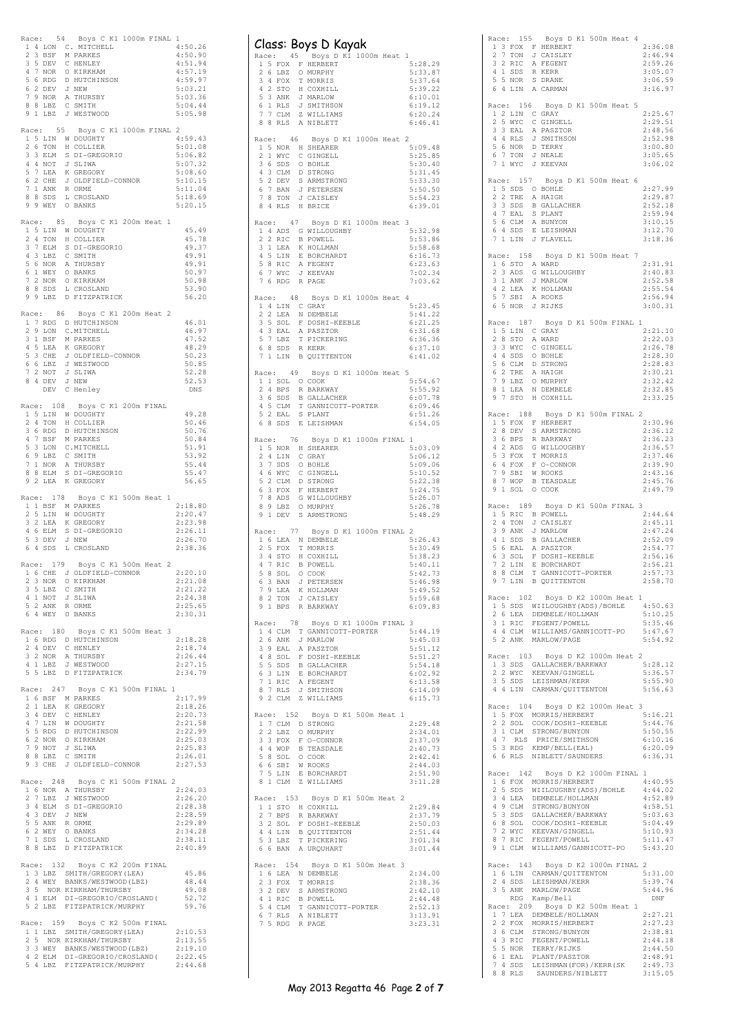Race: 54 Boys C K1 1000m FINAL 1

| | | | | |
|---|---|---|---|---|
| 1 | 4 | LON | C. MITCHELL | 4:50.26 |
| 2 | 3 | BSF | M PARKES | 4:50.90 |
| 3 | 5 | DEV | C HENLEY | 4:51.94 |
| 4 | 7 | NOR | O KIRKHAM | 4:57.19 |
| 5 | 6 | RDG | D HUTCHINSON | 4:59.97 |
| 6 | 2 | DEV | J NEW | 5:03.21 |
| 7 | 9 | NOR | A THURSBY | 5:03.36 |
| 8 | 8 | LBZ | C SMITH | 5:04.44 |
| 9 | 1 | LBZ | J WESTWOOD | 5:05.98 |

Race: 55 Boys C K1 1000m FINAL 2

| | | | | |
|---|---|---|---|---|
| 1 | 5 | LIN | W DOUGHTY | 4:59.43 |
| 2 | 6 | TON | H COLLIER | 5:01.08 |
| 3 | 3 | ELM | S DI-GREGORIO | 5:06.82 |
| 4 | 4 | NOT | J SLIWA | 5:07.32 |
| 5 | 7 | LEA | K GREGORY | 5:08.60 |
| 6 | 2 | CHE | J OLDFIELD-CONNOR | 5:10.15 |
| 7 | 1 | ANK | R ORME | 5:11.04 |
| 8 | 8 | SDS | L CROSLAND | 5:18.69 |
| 9 | 9 | WEY | O BANKS | 5:20.15 |

Race: 85 Boys C K1 200m Heat 1

| | | | | |
|---|---|---|---|---|
| 1 | 5 | LIN | W DOUGHTY | 45.49 |
| 2 | 4 | TON | H COLLIER | 45.78 |
| 3 | 7 | ELM | S DI-GREGORIO | 49.37 |
| 4 | 3 | LBZ | C SMITH | 49.91 |
| 5 | 6 | NOR | A THURSBY | 49.91 |
| 6 | 1 | WEY | O BANKS | 50.97 |
| 7 | 2 | NOR | O KIRKHAM | 50.98 |
| 8 | 8 | SDS | L CROSLAND | 53.90 |
| 9 | 9 | LBZ | D FITZPATRICK | 56.20 |

Race: 86 Boys C K1 200m Heat 2

| | | | | |
|---|---|---|---|---|
| 1 | 7 | RDG | D HUTCHINSON | 46.01 |
| 2 | 9 | LON | C.MITCHELL | 46.97 |
| 3 | 1 | BSF | M PARKES | 47.52 |
| 4 | 5 | LEA | K GREGORY | 48.29 |
| 5 | 3 | CHE | J OLDFIELD-CONNOR | 50.23 |
| 6 | 6 | LBZ | J WESTWOOD | 50.85 |
| 7 | 2 | NOT | J SLIWA | 52.28 |
| 8 | 4 | DEV | J NEW | 52.53 |
| | | DEV | C Henley | DNS |

Race: 108 Boys C K1 200m FINAL

| | | | | |
|---|---|---|---|---|
| 1 | 5 | LIN | W DOUGHTY | 49.28 |
| 2 | 4 | TON | H COLLIER | 50.46 |
| 3 | 6 | RDG | D HUTCHINSON | 50.76 |
| 4 | 7 | BSF | M PARKES | 50.84 |
| 5 | 3 | LON | C.MITCHELL | 51.91 |
| 6 | 9 | LBZ | C SMITH | 53.92 |
| 7 | 1 | NOR | A THURSBY | 55.44 |
| 8 | 8 | ELM | S DI-GREGORIO | 55.47 |
| 9 | 2 | LEA | K GREGORY | 56.65 |

Race: 178 Boys C K1 500m Heat 1

| | | | | |
|---|---|---|---|---|
| 1 | 1 | BSF | M PARKES | 2:18.80 |
| 2 | 5 | LIN | W DOUGHTY | 2:20.47 |
| 3 | 2 | LEA | K GREGORY | 2:23.98 |
| 4 | 6 | ELM | S DI-GREGORIO | 2:26.11 |
| 5 | 3 | DEV | J NEW | 2:26.70 |
| 6 | 4 | SDS | L CROSLAND | 2:38.36 |

Race: 179 Boys C K1 500m Heat 2

| | | | | |
|---|---|---|---|---|
| 1 | 6 | CHE | J OLDFIELD-CONNOR | 2:20.10 |
| 2 | 3 | NOR | O KIRKHAM | 2:21.08 |
| 3 | 5 | LBZ | C SMITH | 2:21.22 |
| 4 | 1 | NOT | J SLIWA | 2:24.38 |
| 5 | 2 | ANK | R ORME | 2:25.65 |
| 6 | 4 | WEY | O BANKS | 2:30.31 |

Race: 180 Boys C K1 500m Heat 3

| | | | | |
|---|---|---|---|---|
| 1 | 6 | RDG | D HUTCHINSON | 2:18.28 |
| 2 | 4 | DEV | C HENLEY | 2:18.74 |
| 3 | 2 | NOR | A THURSBY | 2:26.44 |
| 4 | 1 | LBZ | J WESTWOOD | 2:27.15 |
| 5 | 5 | LBZ | D FITZPATRICK | 2:34.79 |

Race: 247 Boys C K1 500m FINAL 1

| | | | | |
|---|---|---|---|---|
| 1 | 6 | BSF | M PARKES | 2:17.99 |
| 2 | 1 | LEA | K GREGORY | 2:18.26 |
| 3 | 4 | DEV | C HENLEY | 2:20.73 |
| 4 | 7 | LIN | W DOUGHTY | 2:21.58 |
| 5 | 5 | RDG | D HUTCHINSON | 2:22.99 |
| 6 | 2 | NOR | O KIRKHAM | 2:25.03 |
| 7 | 9 | NOT | J SLIWA | 2:25.83 |
| 8 | 8 | LBZ | C SMITH | 2:26.01 |
| 9 | 3 | CHE | J OLDFIELD-CONNOR | 2:27.53 |

Race: 248 Boys C K1 500m FINAL 2

| | | | | |
|---|---|---|---|---|
| 1 | 6 | NOR | A THURSBY | 2:24.03 |
| 2 | 7 | LBZ | J WESTWOOD | 2:26.20 |
| 3 | 4 | ELM | S DI-GREGORIO | 2:28.38 |
| 4 | 3 | DEV | J NEW | 2:28.59 |
| 5 | 5 | ANK | R ORME | 2:29.89 |
| 6 | 2 | WEY | O BANKS | 2:34.28 |
| 7 | 1 | SDS | L CROSLAND | 2:38.11 |
| 8 | 8 | LBZ | D FITZPATRICK | 2:40.89 |

Race: 132 Boys C K2 200m FINAL

| | | | | |
|---|---|---|---|---|
| 1 | 3 | LBZ | SMITH/GREGORY(LEA) | 45.86 |
| 2 | 4 | WEY | BANKS/WESTWOOD(LBZ) | 48.44 |
| 3 | 5 | NOR | KIRKHAM/THURSBY | 49.08 |
| 4 | 1 | ELM | DI-GREGORIO/CROSLAND( | 52.72 |
| 5 | 2 | LBZ | FITZPATRICK/MURPHY | 59.76 |

Race: 159 Boys C K2 500m FINAL

| | | | | |
|---|---|---|---|---|
| 1 | 1 | LBZ | SMITH/GREGORY(LEA) | 2:10.53 |
| 2 | 5 | NOR | KIRKHAM/THURSBY | 2:13.55 |
| 3 | 3 | WEY | BANKS/WESTWOOD(LBZ) | 2:19.10 |
| 4 | 2 | ELM | DI-GREGORIO/CROSLAND( | 2:22.45 |
| 5 | 4 | LBZ | FITZPATRICK/MURPHY | 2:44.68 |

## Class: Boys D Kayak

Race: 45 Boys D K1 1000m Heat 1

| | | | | |
|---|---|---|---|---|
| 1 | 5 | FOX | F HERBERT | 5:28.29 |
| 2 | 6 | LBZ | O MURPHY | 5:33.87 |
| 3 | 4 | FOX | T MORRIS | 5:37.64 |
| 4 | 2 | STO | H COXHILL | 5:39.22 |
| 5 | 3 | ANK | J MARLOW | 6:10.01 |
| 6 | 1 | RLS | J SMITHSON | 6:19.12 |
| 7 | 7 | CLM | Z WILLIAMS | 6:20.24 |
| 8 | 8 | RLS | A NIBLETT | 6:46.41 |

Race: 46 Boys D K1 1000m Heat 2

| | | | | |
|---|---|---|---|---|
| 1 | 5 | NOR | H SHEARER | 5:09.48 |
| 2 | 1 | WYC | C GINGELL | 5:25.85 |
| 3 | 6 | SDS | O BOHLE | 5:30.40 |
| 4 | 3 | CLM | D STRONG | 5:31.45 |
| 5 | 2 | DEV | S ARMSTRONG | 5:33.30 |
| 6 | 7 | BAN | J PETERSEN | 5:50.50 |
| 7 | 8 | TON | J CAISLEY | 5:54.23 |
| 8 | 4 | RLS | H BRICE | 6:39.01 |

Race: 47 Boys D K1 1000m Heat 3

| | | | | |
|---|---|---|---|---|
| 1 | 4 | ADS | G WILLOUGHBY | 5:32.98 |
| 2 | 2 | RIC | B POWELL | 5:53.86 |
| 3 | 1 | LEA | K HOLLMAN | 5:58.68 |
| 4 | 5 | LIN | E BORCHARDT | 6:16.73 |
| 5 | 8 | RIC | A FEGENT | 6:23.63 |
| 6 | 7 | WYC | J KEEVAN | 7:02.34 |
| 7 | 6 | RDG | R PAGE | 7:03.62 |

Race: 48 Boys D K1 1000m Heat 4

| | | | | |
|---|---|---|---|---|
| 1 | 4 | LIN | C GRAY | 5:23.45 |
| 2 | 2 | LEA | N DEMBELE | 5:41.22 |
| 3 | 5 | SOL | F DOSHI-KEEBLE | 6:21.25 |
| 4 | 3 | EAL | A PASZTOR | 6:31.68 |
| 5 | 7 | LBZ | T PICKERING | 6:36.36 |
| 6 | 6 | WYC | C GINGELL | 6:37.10 |
| 7 | 1 | LIN | B QUITTENTON | 6:41.02 |

Race: 49 Boys D K1 1000m Heat 5

| | | | | |
|---|---|---|---|---|
| 1 | 1 | SOL | O COOK | 5:54.67 |
| 2 | 4 | BPS | R BARKWAY | 5:55.92 |
| 3 | 6 | SDS | B GALLACHER | 6:07.78 |
| 4 | 5 | CLM | T GANNICOTT-PORTER | 6:09.46 |
| 5 | 2 | EAL | S PLANT | 6:51.26 |
| 6 | 8 | SDS | E LEISHMAN | 6:54.05 |

Race: 76 Boys D K1 1000m FINAL 1

| | | | | |
|---|---|---|---|---|
| 1 | 5 | NOR | H SHEARER | 5:03.09 |
| 2 | 4 | LIN | C GRAY | 5:06.12 |
| 3 | 7 | SDS | O BOHLE | 5:09.06 |
| 4 | 6 | WYC | C GINGELL | 5:10.52 |
| 5 | 2 | CLM | D STRONG | 5:22.38 |
| 6 | 3 | FOX | F HERBERT | 5:24.75 |
| 7 | 8 | ADS | G WILLOUGHBY | 5:26.07 |
| 8 | 9 | LBZ | O MURPHY | 5:26.78 |
| 9 | 1 | DEV | S ARMSTRONG | 5:48.29 |

Race: 77 Boys D K1 1000m FINAL 2

| | | | | |
|---|---|---|---|---|
| 1 | 6 | LEA | N DEMBELE | 5:26.43 |
| 2 | 5 | FOX | T MORRIS | 5:30.49 |
| 3 | 4 | STO | H COXHILL | 5:38.23 |
| 4 | 7 | RIC | B POWELL | 5:40.11 |
| 5 | 8 | SOL | O COOK | 5:42.73 |
| 6 | 3 | BAN | J PETERSEN | 5:46.98 |
| 7 | 9 | LEA | K HOLLMAN | 5:49.52 |
| 8 | 2 | TON | J CAISLEY | 5:59.68 |
| 9 | 1 | BPS | R BARKWAY | 6:09.83 |

Race: 78 Boys D K1 1000m FINAL 3

| | | | | |
|---|---|---|---|---|
| 1 | 4 | CLM | T GANNICOTT-PORTER | 5:44.19 |
| 2 | 6 | ANK | J MARLOW | 5:45.03 |
| 3 | 9 | EAL | A PASZTOR | 5:51.12 |
| 4 | 8 | SOL | F DOSHI-KEEBLE | 5:51.27 |
| 5 | 5 | SDS | B GALLACHER | 5:54.18 |
| 6 | 3 | LIN | E BORCHARDT | 6:02.92 |
| 7 | 1 | RIC | A FEGENT | 6:13.58 |
| 8 | 7 | RLS | J SMITHSON | 6:14.09 |
| 9 | 2 | CLM | Z WILLIAMS | 6:15.73 |

Race: 152 Boys D K1 500m Heat 1

| | | | | |
|---|---|---|---|---|
| 1 | 7 | CLM | D STRONG | 2:29.48 |
| 2 | 2 | LBZ | O MURPHY | 2:34.01 |
| 3 | 3 | FOX | F O-CONNOR | 2:37.09 |
| 4 | 4 | WOP | B TEASDALE | 2:40.73 |
| 5 | 8 | SOL | O COOK | 2:42.41 |
| 6 | 6 | SBI | W ROOKS | 2:44.03 |
| 7 | 5 | LIN | E BORCHARDT | 2:51.90 |
| 8 | 1 | CLM | Z WILLIAMS | 3:11.28 |

Race: 153 Boys D K1 500m Heat 2

| | | | | |
|---|---|---|---|---|
| 1 | 1 | STO | H COXHILL | 2:29.84 |
| 2 | 7 | BPS | R BARKWAY | 2:37.79 |
| 3 | 2 | SOL | F DOSHI-KEEBLE | 2:50.03 |
| 4 | 4 | LIN | B QUITTENTON | 2:51.44 |
| 5 | 3 | LBZ | T PICKERING | 3:01.34 |
| 6 | 6 | BAN | A URQUHART | 3:01.44 |

Race: 154 Boys D K1 500m Heat 3

| | | | | |
|---|---|---|---|---|
| 1 | 6 | LEA | N DEMBELE | 2:34.00 |
| 2 | 3 | FOX | T MORRIS | 2:38.36 |
| 3 | 2 | DEV | S ARMSTRONG | 2:42.10 |
| 4 | 1 | RIC | B POWELL | 2:44.48 |
| 5 | 4 | CLM | T GANNICOTT-PORTER | 2:52.13 |
| 6 | 7 | RLS | A NIBLETT | 3:13.91 |
| 7 | 5 | RDG | R PAGE | 3:23.31 |

Race: 155 Boys D K1 500m Heat 4

| | | | | |
|---|---|---|---|---|
| 1 | 3 | FOX | F HERBERT | 2:36.08 |
| 2 | 7 | TON | J CAISLEY | 2:46.94 |
| 3 | 2 | RIC | A FEGENT | 2:59.26 |
| 4 | 1 | SDS | R KERR | 3:05.07 |
| 5 | 5 | NOR | S DRANE | 3:06.59 |
| 6 | 4 | LIN | A CARMAN | 3:16.97 |

Race: 156 Boys D K1 500m Heat 5

| | | | | |
|---|---|---|---|---|
| 1 | 2 | LIN | C GRAY | 2:25.67 |
| 2 | 5 | WYC | C GINGELL | 2:29.51 |
| 3 | 3 | EAL | A PASZTOR | 2:48.56 |
| 4 | 4 | RLS | J SMITHSON | 2:52.98 |
| 5 | 6 | NOR | D TERRY | 3:00.80 |
| 6 | 7 | TON | J NEALE | 3:05.65 |
| 7 | 1 | WYC | J KEEVAN | 3:06.02 |

Race: 157 Boys D K1 500m Heat 6

| | | | | |
|---|---|---|---|---|
| 1 | 5 | SDS | O BOHLE | 2:27.99 |
| 2 | 2 | TRE | A HAIGH | 2:29.87 |
| 3 | 3 | SDS | B GALLACHER | 2:52.18 |
| 4 | 7 | EAL | S PLANT | 2:59.94 |
| 5 | 6 | CLM | A BUNYON | 3:10.15 |
| 6 | 4 | SDS | E LEISHMAN | 3:12.70 |
| 7 | 1 | LIN | J FLAVELL | 3:18.36 |

Race: 158 Boys D K1 500m Heat 7

| | | | | |
|---|---|---|---|---|
| 1 | 6 | STO | A WARD | 2:31.91 |
| 2 | 3 | ADS | G WILLOUGHBY | 2:40.83 |
| 3 | 1 | ANK | J MARLOW | 2:52.58 |
| 4 | 2 | LEA | K HOLLMAN | 2:55.54 |
| 5 | 7 | SBI | A ROOKS | 2:56.94 |
| 6 | 5 | NOR | J RIJKS | 3:00.31 |

Race: 187 Boys D K1 500m FINAL 1

| | | | | |
|---|---|---|---|---|
| 1 | 5 | LIN | C GRAY | 2:21.10 |
| 2 | 8 | STO | A WARD | 2:22.03 |
| 3 | 3 | WYC | C GINGELL | 2:26.78 |
| 4 | 4 | SDS | O BOHLE | 2:28.30 |
| 5 | 6 | CLM | D STRONG | 2:28.83 |
| 6 | 2 | TRE | A HAIGH | 2:30.21 |
| 7 | 9 | LBZ | O MURPHY | 2:32.42 |
| 8 | 1 | LEA | N DEMBELE | 2:32.85 |
| 9 | 7 | STO | H COXHILL | 2:33.25 |

Race: 188 Boys D K1 500m FINAL 2

| | | | | |
|---|---|---|---|---|
| 1 | 5 | FOX | F HERBERT | 2:30.96 |
| 2 | 8 | DEV | S ARMSTRONG | 2:36.12 |
| 3 | 6 | BPS | R BARKWAY | 2:36.23 |
| 4 | 2 | ADS | G WILLOUGHBY | 2:36.57 |
| 5 | 3 | FOX | T MORRIS | 2:37.46 |
| 6 | 4 | FOX | F O-CONNOR | 2:39.90 |
| 7 | 9 | SBI | W ROOKS | 2:43.16 |
| 8 | 7 | WOP | B TEASDALE | 2:45.76 |
| 9 | 1 | SOL | O COOK | 2:49.79 |

Race: 189 Boys D K1 500m FINAL 3

| | | | | |
|---|---|---|---|---|
| 1 | 5 | RIC | B POWELL | 2:44.64 |
| 2 | 4 | TON | J CAISLEY | 2:45.11 |
| 3 | 9 | ANK | J MARLOW | 2:47.24 |
| 4 | 1 | SDS | B GALLACHER | 2:52.09 |
| 5 | 6 | EAL | A PASZTOR | 2:54.77 |
| 6 | 3 | SOL | F DOSHI-KEEBLE | 2:56.16 |
| 7 | 2 | LIN | E BORCHARDT | 2:56.21 |
| 8 | 8 | CLM | T GANNICOTT-PORTER | 2:57.73 |
| 9 | 7 | LIN | B QUITTENTON | 2:58.70 |

Race: 102 Boys D K2 1000m Heat 1

| | | | | |
|---|---|---|---|---|
| 1 | 5 | SDS | WIILOUGHBY(ADS)/BOHLE | 4:50.63 |
| 2 | 6 | LEA | DEMBELE/HOLLMAN | 5:10.25 |
| 3 | 1 | RIC | FEGENT/POWELL | 5:35.46 |
| 4 | 4 | CLM | WILLIAMS/GANNICOTT-PO | 5:47.67 |
| 5 | 2 | ANK | MARLOW/PAGE | 5:54.92 |

Race: 103 Boys D K2 1000m Heat 2

| | | | | |
|---|---|---|---|---|
| 1 | 3 | SDS | GALLACHER/BARKWAY | 5:28.12 |
| 2 | 2 | WYC | KEEVAN/GINGELL | 5:36.57 |
| 3 | 5 | SDS | LEISHMAN/KERR | 5:55.90 |
| 4 | 4 | LIN | CARMAN/QUITTENTON | 5:56.63 |

Race: 104 Boys D K2 1000m Heat 3

| | | | | |
|---|---|---|---|---|
| 1 | 5 | FOX | MORRIS/HERBERT | 5:16.21 |
| 2 | 2 | SOL | COOK/DOSHI-KEEBLE | 5:44.76 |
| 3 | 1 | CLM | STRONG/BUNYON | 5:50.55 |
| 4 | 7 | RLS | PRICE/SMITHSON | 6:10.16 |
| 5 | 3 | RDG | KEMP/BELL(EAL) | 6:20.09 |
| 6 | 6 | RLS | NIBLETT/SAUNDERS | 6:36.31 |

Race: 142 Boys D K2 1000m FINAL 1

| | | | | |
|---|---|---|---|---|
| 1 | 6 | FOX | MORRIS/HERBERT | 4:40.95 |
| 2 | 5 | SDS | WILLOUGHBY(ADS)/BOHLE | 4:44.02 |
| 3 | 4 | LEA | DEMBELE/HOLLMAN | 4:52.89 |
| 4 | 9 | CLM | STRONG/BUNYON | 4:58.51 |
| 5 | 3 | SDS | GALLACHER/BARKWAY | 5:03.63 |
| 6 | 8 | SOL | COOK/DOSHI-KEEBLE | 5:04.49 |
| 7 | 2 | WYC | KEEVAN/GINGELL | 5:10.93 |
| 8 | 7 | RIC | FEGENT/POWELL | 5:11.47 |
| 9 | 1 | CLM | WILLIAMS/GANNICOTT-PO | 5:43.20 |

Race: 143 Boys D K2 1000m FINAL 2

| | | | | |
|---|---|---|---|---|
| 1 | 6 | LIN | CARMAN/QUITTENTON | 5:31.00 |
| 2 | 4 | SDS | LEISHMAN/KERR | 5:39.74 |
| 3 | 5 | ANK | MARLOW/PAGE | 5:44.96 |
| | | RDG | Kamp/Bell | DNF |

Race: 209 Boys D K2 500m Heat 1

| | | | | |
|---|---|---|---|---|
| 1 | 7 | LEA | DEMBELE/HOLLMAN | 2:27.21 |
| 2 | 2 | FOX | MORRIS/HERBERT | 2:27.23 |
| 3 | 6 | CLM | STRONG/BUNYON | 2:38.81 |
| 4 | 3 | RIC | FEGENT/POWELL | 2:44.18 |
| 5 | 5 | NOR | TERRY/RIJKS | 2:44.50 |
| 6 | 1 | EAL | PLANT/PASZTOR | 2:48.91 |
| 7 | 4 | SDS | LEISHMAN(FOR)/KERR(SK | 2:49.73 |
| 8 | 8 | RLS | SAUNDERS/NIBLETT | 3:15.05 |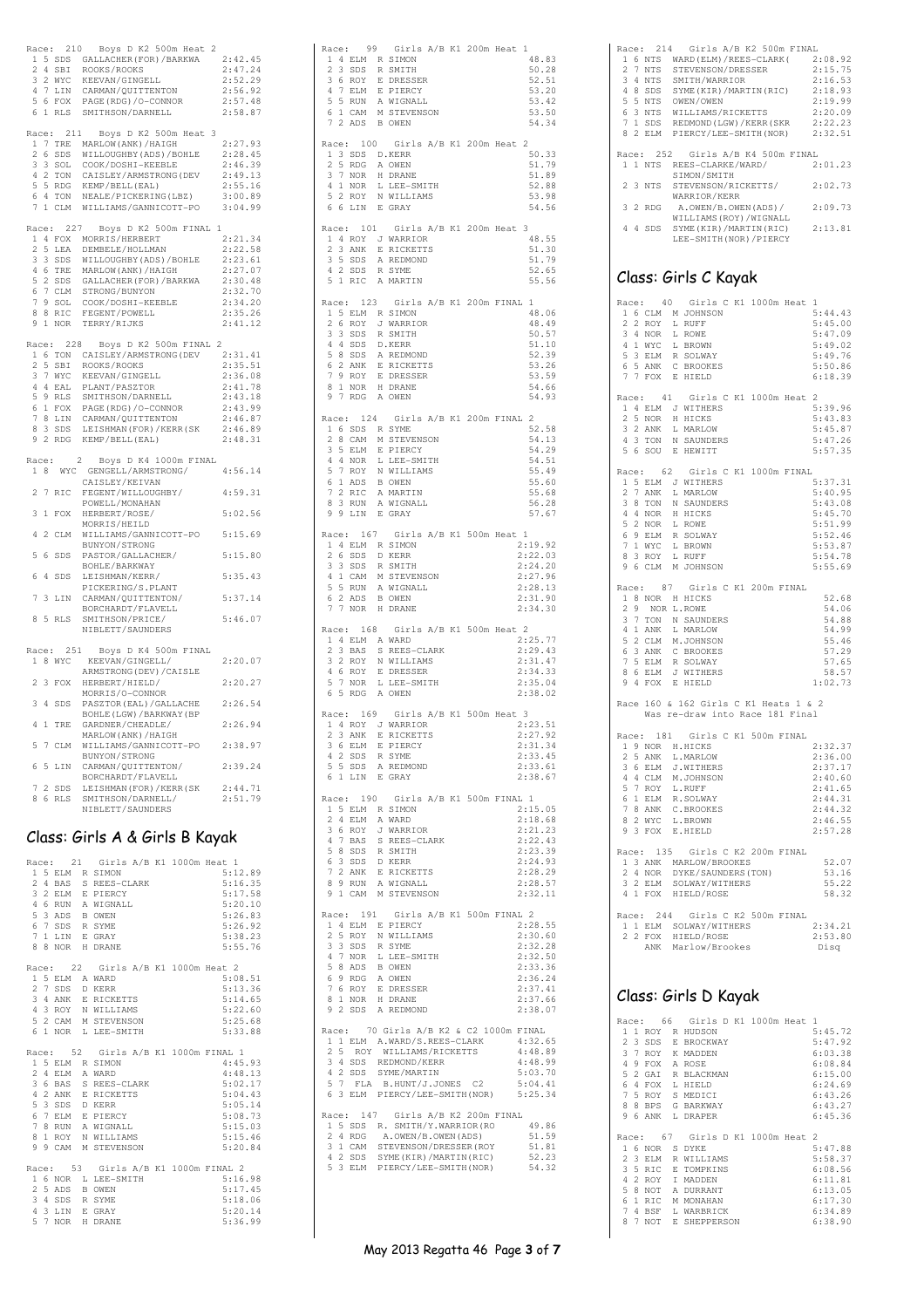Race: 210 Boys D K2 500m Heat 2

| Pos | Lane | Club | Name | Time |
|---|---|---|---|---|
| 1 | 5 | SDS | GALLACHER(FOR)/BARKWA | 2:42.45 |
| 2 | 4 | SBI | ROOKS/ROOKS | 2:47.24 |
| 3 | 2 | WYC | KEEVAN/GINGELL | 2:52.29 |
| 4 | 7 | LIN | CARMAN/QUITTENTON | 2:56.92 |
| 5 | 6 | FOX | PAGE(RDG)/O-CONNOR | 2:57.48 |
| 6 | 1 | RLS | SMITHSON/DARNELL | 2:58.87 |

Race: 211 Boys D K2 500m Heat 3

| Pos | Lane | Club | Name | Time |
|---|---|---|---|---|
| 1 | 7 | TRE | MARLOW(ANK)/HAIGH | 2:27.93 |
| 2 | 6 | SDS | WILLOUGHBY(ADS)/BOHLE | 2:28.45 |
| 3 | 3 | SOL | COOK/DOSHI-KEEBLE | 2:46.39 |
| 4 | 2 | TON | CAISLEY/ARMSTRONG(DEV | 2:49.13 |
| 5 | 5 | RDG | KEMP/BELL(EAL) | 2:55.16 |
| 6 | 4 | TON | NEALE/PICKERING(LBZ) | 3:00.89 |
| 7 | 1 | CLM | WILLIAMS/GANNICOTT-PO | 3:04.99 |

Race: 227 Boys D K2 500m FINAL 1

| Pos | Lane | Club | Name | Time |
|---|---|---|---|---|
| 1 | 4 | FOX | MORRIS/HERBERT | 2:21.34 |
| 2 | 5 | LEA | DEMBELE/HOLLMAN | 2:22.58 |
| 3 | 3 | SDS | WILLOUGHBY(ADS)/BOHLE | 2:23.61 |
| 4 | 6 | TRE | MARLOW(ANK)/HAIGH | 2:27.07 |
| 5 | 2 | SDS | GALLACHER(FOR)/BARKWA | 2:30.48 |
| 6 | 7 | CLM | STRONG/BUNYON | 2:32.70 |
| 7 | 9 | SOL | COOK/DOSHI-KEEBLE | 2:34.20 |
| 8 | 8 | RIC | FEGENT/POWELL | 2:35.26 |
| 9 | 1 | NOR | TERRY/RIJKS | 2:41.12 |

Race: 228 Boys D K2 500m FINAL 2

| Pos | Lane | Club | Name | Time |
|---|---|---|---|---|
| 1 | 6 | TON | CAISLEY/ARMSTRONG(DEV | 2:31.41 |
| 2 | 5 | SBI | ROOKS/ROOKS | 2:35.51 |
| 3 | 7 | WYC | KEEVAN/GINGELL | 2:36.08 |
| 4 | 4 | EAL | PLANT/PASZTOR | 2:41.78 |
| 5 | 9 | RLS | SMITHSON/DARNELL | 2:43.18 |
| 6 | 1 | FOX | PAGE(RDG)/O-CONNOR | 2:43.99 |
| 7 | 8 | LIN | CARMAN/QUITTENTON | 2:46.87 |
| 8 | 3 | SDS | LEISHMAN(FOR)/KERR(SK | 2:46.89 |
| 9 | 2 | RDG | KEMP/BELL(EAL) | 2:48.31 |

Race: 2 Boys D K4 1000m FINAL

| Pos | Lane | Club | Name | Time |
|---|---|---|---|---|
| 1 | 8 | WYC | GENGELL/ARMSTRONG/ CAISLEY/KEIVAN | 4:56.14 |
| 2 | 7 | RIC | FEGENT/WILLOUGHBY/ POWELL/MONAHAN | 4:59.31 |
| 3 | 1 | FOX | HERBERT/ROSE/ MORRIS/HEILD | 5:02.56 |
| 4 | 2 | CLM | WILLIAMS/GANNICOTT-PO BUNYON/STRONG | 5:15.69 |
| 5 | 6 | SDS | PASTOR/GALLACHER/ BOHLE/BARKWAY | 5:15.80 |
| 6 | 4 | SDS | LEISHMAN/KERR/ PICKERING/S.PLANT | 5:35.43 |
| 7 | 3 | LIN | CARMAN/QUITTENTON/ BORCHARDT/FLAVELL | 5:37.14 |
| 8 | 5 | RLS | SMITHSON/PRICE/ NIBLETT/SAUNDERS | 5:46.07 |

Race: 251 Boys D K4 500m FINAL

| Pos | Lane | Club | Name | Time |
|---|---|---|---|---|
| 1 | 8 | WYC | KEEVAN/GINGELL/ ARMSTRONG(DEV)/CAISLE | 2:20.07 |
| 2 | 3 | FOX | HERBERT/HIELD/ MORRIS/O-CONNOR | 2:20.27 |
| 3 | 4 | SDS | PASZTOR(EAL)/GALLACHE BOHLE(LGW)/BARKWAY(BP | 2:26.54 |
| 4 | 1 | TRE | GARDNER/CHEADLE/ MARLOW(ANK)/HAIGH | 2:26.94 |
| 5 | 7 | CLM | WILLIAMS/GANNICOTT-PO BUNYON/STRONG | 2:38.97 |
| 6 | 5 | LIN | CARMAN/QUITTENTON/ BORCHARDT/FLAVELL | 2:39.24 |
| 7 | 2 | SDS | LEISHMAN(FOR)/KERR(SK | 2:44.71 |
| 8 | 6 | RLS | SMITHSON/DARNELL/ NIBLETT/SAUNDERS | 2:51.79 |

## Class: Girls A & Girls B Kayak

Race: 21 Girls A/B K1 1000m Heat 1

| Pos | Lane | Club | Name | Time |
|---|---|---|---|---|
| 1 | 5 | ELM | R SIMON | 5:12.89 |
| 2 | 4 | BAS | S REES-CLARK | 5:16.35 |
| 3 | 2 | ELM | E PIERCY | 5:17.58 |
| 4 | 6 | RUN | A WIGNALL | 5:20.10 |
| 5 | 3 | ADS | B OWEN | 5:26.83 |
| 6 | 7 | SDS | R SYME | 5:26.92 |
| 7 | 1 | LIN | E GRAY | 5:38.23 |
| 8 | 8 | NOR | H DRANE | 5:55.76 |

Race: 22 Girls A/B K1 1000m Heat 2

| Pos | Lane | Club | Name | Time |
|---|---|---|---|---|
| 1 | 5 | ELM | A WARD | 5:08.51 |
| 2 | 7 | SDS | D KERR | 5:13.36 |
| 3 | 4 | ANK | E RICKETTS | 5:14.65 |
| 4 | 3 | ROY | N WILLIAMS | 5:22.60 |
| 5 | 2 | CAM | M STEVENSON | 5:25.68 |
| 6 | 1 | NOR | L LEE-SMITH | 5:33.88 |

Race: 52 Girls A/B K1 1000m FINAL 1

| Pos | Lane | Club | Name | Time |
|---|---|---|---|---|
| 1 | 5 | ELM | R SIMON | 4:45.93 |
| 2 | 4 | ELM | A WARD | 4:48.13 |
| 3 | 6 | BAS | S REES-CLARK | 5:02.17 |
| 4 | 2 | ANK | E RICKETTS | 5:04.43 |
| 5 | 3 | SDS | D KERR | 5:05.14 |
| 6 | 7 | ELM | E PIERCY | 5:08.73 |
| 7 | 8 | RUN | A WIGNALL | 5:15.03 |
| 8 | 1 | ROY | N WILLIAMS | 5:15.46 |
| 9 | 9 | CAM | M STEVENSON | 5:20.84 |

Race: 53 Girls A/B K1 1000m FINAL 2

| Pos | Lane | Club | Name | Time |
|---|---|---|---|---|
| 1 | 6 | NOR | L LEE-SMITH | 5:16.98 |
| 2 | 5 | ADS | B OWEN | 5:17.45 |
| 3 | 4 | SDS | R SYME | 5:18.06 |
| 4 | 3 | LIN | E GRAY | 5:20.14 |
| 5 | 7 | NOR | H DRANE | 5:36.99 |

Race: 99 Girls A/B K1 200m Heat 1

| Pos | Lane | Club | Name | Time |
|---|---|---|---|---|
| 1 | 4 | ELM | R SIMON | 48.83 |
| 2 | 3 | SDS | R SMITH | 50.28 |
| 3 | 6 | ROY | E DRESSER | 52.51 |
| 4 | 7 | ELM | E PIERCY | 53.20 |
| 5 | 5 | RUN | A WIGNALL | 53.42 |
| 6 | 1 | CAM | M STEVENSON | 53.50 |
| 7 | 2 | ADS | B OWEN | 54.34 |

Race: 100 Girls A/B K1 200m Heat 2

| Pos | Lane | Club | Name | Time |
|---|---|---|---|---|
| 1 | 3 | SDS | D.KERR | 50.33 |
| 2 | 5 | RDG | A OWEN | 51.79 |
| 3 | 7 | NOR | H DRANE | 51.89 |
| 4 | 1 | NOR | L LEE-SMITH | 52.88 |
| 5 | 2 | ROY | N WILLIAMS | 53.98 |
| 6 | 6 | LIN | E GRAY | 54.56 |

Race: 101 Girls A/B K1 200m Heat 3

| Pos | Lane | Club | Name | Time |
|---|---|---|---|---|
| 1 | 4 | ROY | J WARRIOR | 48.55 |
| 2 | 3 | ANK | E RICKETTS | 51.30 |
| 3 | 5 | SDS | A REDMOND | 51.79 |
| 4 | 2 | SDS | R SYME | 52.65 |
| 5 | 1 | RIC | A MARTIN | 55.56 |

Race: 123 Girls A/B K1 200m FINAL 1

| Pos | Lane | Club | Name | Time |
|---|---|---|---|---|
| 1 | 5 | ELM | R SIMON | 48.06 |
| 2 | 6 | ROY | J WARRIOR | 48.49 |
| 3 | 3 | SDS | R SMITH | 50.57 |
| 4 | 4 | SDS | D.KERR | 51.10 |
| 5 | 8 | SDS | A REDMOND | 52.39 |
| 6 | 2 | ANK | E RICKETTS | 53.26 |
| 7 | 9 | ROY | E DRESSER | 53.59 |
| 8 | 1 | NOR | H DRANE | 54.66 |
| 9 | 7 | RDG | A OWEN | 54.93 |

Race: 124 Girls A/B K1 200m FINAL 2

| Pos | Lane | Club | Name | Time |
|---|---|---|---|---|
| 1 | 6 | SDS | R SYME | 52.58 |
| 2 | 8 | CAM | M STEVENSON | 54.13 |
| 3 | 5 | ELM | E PIERCY | 54.29 |
| 4 | 4 | NOR | L LEE-SMITH | 54.51 |
| 5 | 7 | ROY | N WILLIAMS | 55.49 |
| 6 | 1 | ADS | B OWEN | 55.60 |
| 7 | 2 | RIC | A MARTIN | 55.68 |
| 8 | 3 | RUN | A WIGNALL | 56.28 |
| 9 | 9 | LIN | E GRAY | 57.67 |

Race: 167 Girls A/B K1 500m Heat 1

| Pos | Lane | Club | Name | Time |
|---|---|---|---|---|
| 1 | 4 | ELM | R SIMON | 2:19.92 |
| 2 | 6 | SDS | D KERR | 2:22.03 |
| 3 | 3 | SDS | R SMITH | 2:24.20 |
| 4 | 1 | CAM | M STEVENSON | 2:27.96 |
| 5 | 5 | RUN | A WIGNALL | 2:28.13 |
| 6 | 2 | ADS | B OWEN | 2:31.90 |
| 7 | 7 | NOR | H DRANE | 2:34.30 |

Race: 168 Girls A/B K1 500m Heat 2

| Pos | Lane | Club | Name | Time |
|---|---|---|---|---|
| 1 | 4 | ELM | A WARD | 2:25.77 |
| 2 | 3 | BAS | S REES-CLARK | 2:29.43 |
| 3 | 2 | ROY | N WILLIAMS | 2:31.47 |
| 4 | 6 | ROY | E DRESSER | 2:34.33 |
| 5 | 7 | NOR | L LEE-SMITH | 2:35.04 |
| 6 | 5 | RDG | A OWEN | 2:38.02 |

Race: 169 Girls A/B K1 500m Heat 3

| Pos | Lane | Club | Name | Time |
|---|---|---|---|---|
| 1 | 4 | ROY | J WARRIOR | 2:23.51 |
| 2 | 3 | ANK | E RICKETTS | 2:27.92 |
| 3 | 6 | ELM | E PIERCY | 2:31.34 |
| 4 | 2 | SDS | R SYME | 2:33.45 |
| 5 | 5 | SDS | A REDMOND | 2:33.61 |
| 6 | 1 | LIN | E GRAY | 2:38.67 |

Race: 190 Girls A/B K1 500m FINAL 1

| Pos | Lane | Club | Name | Time |
|---|---|---|---|---|
| 1 | 5 | ELM | R SIMON | 2:15.05 |
| 2 | 4 | ELM | A WARD | 2:18.68 |
| 3 | 6 | ROY | J WARRIOR | 2:21.23 |
| 4 | 7 | BAS | S REES-CLARK | 2:22.43 |
| 5 | 8 | SDS | R SMITH | 2:23.39 |
| 6 | 3 | SDS | D KERR | 2:24.93 |
| 7 | 2 | ANK | E RICKETTS | 2:28.29 |
| 8 | 9 | RUN | A WIGNALL | 2:28.57 |
| 9 | 1 | CAM | M STEVENSON | 2:32.11 |

Race: 191 Girls A/B K1 500m FINAL 2

| Pos | Lane | Club | Name | Time |
|---|---|---|---|---|
| 1 | 4 | ELM | E PIERCY | 2:28.55 |
| 2 | 5 | ROY | N WILLIAMS | 2:30.60 |
| 3 | 3 | SDS | R SYME | 2:32.28 |
| 4 | 7 | NOR | L LEE-SMITH | 2:32.50 |
| 5 | 8 | ADS | B OWEN | 2:33.36 |
| 6 | 9 | RDG | A OWEN | 2:36.24 |
| 7 | 6 | ROY | E DRESSER | 2:37.41 |
| 8 | 1 | NOR | H DRANE | 2:37.66 |
| 9 | 2 | SDS | A REDMOND | 2:38.07 |

Race: 70 Girls A/B K2 & C2 1000m FINAL

| Pos | Lane | Club | Name | Time |
|---|---|---|---|---|
| 1 | 1 | ELM | A.WARD/S.REES-CLARK | 4:32.65 |
| 2 | 5 | ROY | WILLIAMS/RICKETTS | 4:48.89 |
| 3 | 4 | SDS | REDMOND/KERR | 4:48.99 |
| 4 | 2 | SDS | SYME/MARTIN | 5:03.70 |
| 5 | 7 | FLA | B.HUNT/J.JONES C2 | 5:04.41 |
| 6 | 3 | ELM | PIERCY/LEE-SMITH(NOR) | 5:25.34 |

Race: 147 Girls A/B K2 200m FINAL

| Pos | Lane | Club | Name | Time |
|---|---|---|---|---|
| 1 | 5 | SDS | R. SMITH/Y.WARRIOR(RO | 49.86 |
| 2 | 4 | RDG | A.OWEN/B.OWEN(ADS) | 51.59 |
| 3 | 1 | CAM | STEVENSON/DRESSER(ROY | 51.81 |
| 4 | 2 | SDS | SYME(KIR)/MARTIN(RIC) | 52.23 |
| 5 | 3 | ELM | PIERCY/LEE-SMITH(NOR) | 54.32 |

Race: 214 Girls A/B K2 500m FINAL

| Pos | Lane | Club | Name | Time |
|---|---|---|---|---|
| 1 | 6 | NTS | WARD(ELM)/REES-CLARK( | 2:08.92 |
| 2 | 7 | NTS | STEVENSON/DRESSER | 2:15.75 |
| 3 | 4 | NTS | SMITH/WARRIOR | 2:16.53 |
| 4 | 8 | SDS | SYME(KIR)/MARTIN(RIC) | 2:18.93 |
| 5 | 5 | NTS | OWEN/OWEN | 2:19.99 |
| 6 | 3 | NTS | WILLIAMS/RICKETTS | 2:20.09 |
| 7 | 1 | SDS | REDMOND(LGW)/KERR(SKR | 2:22.23 |
| 8 | 2 | ELM | PIERCY/LEE-SMITH(NOR) | 2:32.51 |

Race: 252 Girls A/B K4 500m FINAL

| Pos | Lane | Club | Name | Time |
|---|---|---|---|---|
| 1 | 1 | NTS | REES-CLARKE/WARD/ SIMON/SMITH | 2:01.23 |
| 2 | 3 | NTS | STEVENSON/RICKETTS/ WARRIOR/KERR | 2:02.73 |
| 3 | 2 | RDG | A.OWEN/B.OWEN(ADS)/ WILLIAMS(ROY)/WIGNALL | 2:09.73 |
| 4 | 4 | SDS | SYME(KIR)/MARTIN(RIC) LEE-SMITH(NOR)/PIERCY | 2:13.81 |

## Class: Girls C Kayak

Race: 40 Girls C K1 1000m Heat 1

| Pos | Lane | Club | Name | Time |
|---|---|---|---|---|
| 1 | 6 | CLM | M JOHNSON | 5:44.43 |
| 2 | 2 | ROY | L RUFF | 5:45.00 |
| 3 | 4 | NOR | L ROWE | 5:47.09 |
| 4 | 1 | WYC | L BROWN | 5:49.02 |
| 5 | 3 | ELM | R SOLWAY | 5:49.76 |
| 6 | 5 | ANK | C BROOKES | 5:50.86 |
| 7 | 7 | FOX | E HIELD | 6:18.39 |

Race: 41 Girls C K1 1000m Heat 2

| Pos | Lane | Club | Name | Time |
|---|---|---|---|---|
| 1 | 4 | ELM | J WITHERS | 5:39.96 |
| 2 | 5 | NOR | H HICKS | 5:43.83 |
| 3 | 2 | ANK | L MARLOW | 5:45.87 |
| 4 | 3 | TON | N SAUNDERS | 5:47.26 |
| 5 | 6 | SOU | E HEWITT | 5:57.35 |

Race: 62 Girls C K1 1000m FINAL

| Pos | Lane | Club | Name | Time |
|---|---|---|---|---|
| 1 | 5 | ELM | J WITHERS | 5:37.31 |
| 2 | 7 | ANK | L MARLOW | 5:40.95 |
| 3 | 8 | TON | N SAUNDERS | 5:43.08 |
| 4 | 4 | NOR | H HICKS | 5:45.70 |
| 5 | 2 | NOR | L ROWE | 5:51.99 |
| 6 | 9 | ELM | R SOLWAY | 5:52.46 |
| 7 | 1 | WYC | L BROWN | 5:53.87 |
| 8 | 3 | ROY | L RUFF | 5:54.78 |
| 9 | 6 | CLM | M JOHNSON | 5:55.69 |

Race: 87 Girls C K1 200m FINAL

| Pos | Lane | Club | Name | Time |
|---|---|---|---|---|
| 1 | 8 | NOR | H HICKS | 52.68 |
| 2 | 9 | NOR | L.ROWE | 54.06 |
| 3 | 7 | TON | N SAUNDERS | 54.88 |
| 4 | 1 | ANK | L MARLOW | 54.99 |
| 5 | 2 | CLM | M.JOHNSON | 55.46 |
| 6 | 3 | ANK | C BROOKES | 57.29 |
| 7 | 5 | ELM | R SOLWAY | 57.65 |
| 8 | 6 | ELM | J WITHERS | 58.57 |
| 9 | 4 | FOX | E HIELD | 1:02.73 |

Race 160 & 162 Girls C K1 Heats 1 & 2
Was re-draw into Race 181 Final

Race: 181 Girls C K1 500m FINAL

| Pos | Lane | Club | Name | Time |
|---|---|---|---|---|
| 1 | 9 | NOR | H.HICKS | 2:32.37 |
| 2 | 5 | ANK | L.MARLOW | 2:36.00 |
| 3 | 6 | ELM | J.WITHERS | 2:37.17 |
| 4 | 4 | CLM | M.JOHNSON | 2:40.60 |
| 5 | 7 | ROY | L.RUFF | 2:41.65 |
| 6 | 1 | ELM | R.SOLWAY | 2:44.31 |
| 7 | 8 | ANK | C.BROOKES | 2:44.32 |
| 8 | 2 | WYC | L.BROWN | 2:46.55 |
| 9 | 3 | FOX | E.HIELD | 2:57.28 |

Race: 135 Girls C K2 200m FINAL

| Pos | Lane | Club | Name | Time |
|---|---|---|---|---|
| 1 | 3 | ANK | MARLOW/BROOKES | 52.07 |
| 2 | 4 | NOR | DYKE/SAUNDERS(TON) | 53.16 |
| 3 | 2 | ELM | SOLWAY/WITHERS | 55.22 |
| 4 | 1 | FOX | HIELD/ROSE | 58.32 |

Race: 244 Girls C K2 500m FINAL

| Pos | Lane | Club | Name | Time |
|---|---|---|---|---|
| 1 | 1 | ELM | SOLWAY/WITHERS | 2:34.21 |
| 2 | 2 | FOX | HIELD/ROSE | 2:53.80 |
| | | ANK | Marlow/Brookes | Disq |

## Class: Girls D Kayak

Race: 66 Girls D K1 1000m Heat 1

| Pos | Lane | Club | Name | Time |
|---|---|---|---|---|
| 1 | 1 | ROY | R HUDSON | 5:45.72 |
| 2 | 3 | SDS | E BROCKWAY | 5:47.92 |
| 3 | 7 | ROY | K MADDEN | 6:03.38 |
| 4 | 9 | FOX | A ROSE | 6:08.84 |
| 5 | 2 | GAI | R BLACKMAN | 6:15.00 |
| 6 | 4 | FOX | L HIELD | 6:24.69 |
| 7 | 5 | ROY | S MEDICI | 6:43.26 |
| 8 | 8 | BPS | G BARKWAY | 6:43.27 |
| 9 | 6 | ANK | L DRAPER | 6:45.36 |

Race: 67 Girls D K1 1000m Heat 2

| Pos | Lane | Club | Name | Time |
|---|---|---|---|---|
| 1 | 6 | NOR | S DYKE | 5:47.88 |
| 2 | 3 | ELM | R WILLIAMS | 5:58.37 |
| 3 | 5 | RIC | E TOMPKINS | 6:08.56 |
| 4 | 2 | ROY | I MADDEN | 6:11.81 |
| 5 | 8 | NOT | A DURRANT | 6:13.05 |
| 6 | 1 | RIC | M MONAHAN | 6:17.30 |
| 7 | 4 | BSF | L WARBRICK | 6:34.89 |
| 8 | 7 | NOT | E SHEPPERSON | 6:38.90 |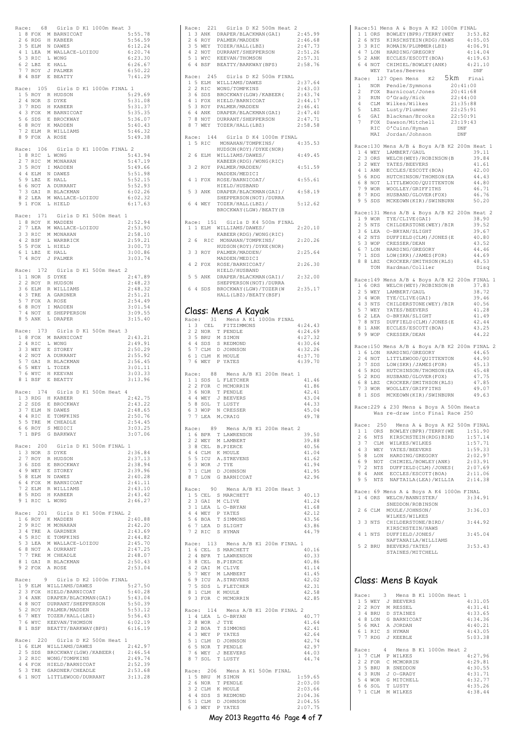Race: 68 Girls D K1 1000m Heat 3

| | | | | |
|---|---|---|---|---|
| 1 | 8 | FOX | M BARNICOAT | 5:55.78 |
| 2 | 6 | RDG | H KABEER | 5:56.59 |
| 3 | 5 | ELM | N DAWES | 6:12.24 |
| 4 | 1 | LEA | M WALLACE-LOIZOU | 6:20.74 |
| 5 | 3 | RIC | L WONG | 6:23.30 |
| 6 | 2 | LBZ | E HALL | 6:26.67 |
| 7 | 7 | ROY | J PALMER | 6:50.22 |
| 8 | 4 | BSF | E BEATTY | 7:41.29 |

Race: 105 Girls D K1 1000m FINAL 1

| | | | | |
|---|---|---|---|---|
| 1 | 5 | ROY | R HUDSON | 5:29.69 |
| 2 | 4 | NOR | S DYKE | 5:31.08 |
| 3 | 7 | RDG | H KABEER | 5:31.37 |
| 4 | 3 | FOX | M BARNICOAT | 5:35.35 |
| 5 | 6 | SDS | E BROCKWAY | 5:36.07 |
| 6 | 8 | ROY | K MADDEN | 5:40.43 |
| 7 | 2 | ELM | R WILLIAMS | 5:46.32 |
| 8 | 9 | FOX | A ROSE | 5:49.38 |

Race: 106 Girls D K1 1000m FINAL 2

| | | | | |
|---|---|---|---|---|
| 1 | 8 | RIC | L WONG | 5:43.94 |
| 2 | 7 | RIC | M MONAHAN | 5:47.19 |
| 3 | 5 | ROY | I MADDEN | 5:49.66 |
| 4 | 4 | ELM | N DAWES | 5:51.98 |
| 5 | 9 | LBZ | E HALL | 5:52.15 |
| 6 | 6 | NOT | A DURRANT | 5:52.93 |
| 7 | 3 | GAI | R BLACKMAN | 6:02.26 |
| 8 | 2 | LEA | M WALLACE-LOIZOU | 6:02.32 |
| 9 | 1 | FOX | L HIELD | 6:17.63 |

Race: 171 Girls D K1 500m Heat 1

| | | | | |
|---|---|---|---|---|
| 1 | 8 | ROY | K MADDEN | 2:52.94 |
| 2 | 7 | LEA | M WALLACE-LOIZOU | 2:53.90 |
| 3 | 3 | RIC | M MONAHAN | 2:58.10 |
| 4 | 2 | BSF | L WARBRICK | 2:59.21 |
| 5 | 5 | FOX | L HIELD | 3:00.73 |
| 6 | 1 | LBZ | E HALL | 3:00.86 |
| 7 | 4 | ROY | J PALMER | 3:03.74 |

Race: 172 Girls D K1 500m Heat 2

| | | | | |
|---|---|---|---|---|
| 1 | 1 | NOR | S DYKE | 2:47.89 |
| 2 | 2 | ROY | R HUDSON | 2:48.23 |
| 3 | 6 | ELM | R WILLIAMS | 2:48.32 |
| 4 | 3 | TRE | A GARDNER | 2:51.21 |
| 5 | 7 | FOX | A ROSE | 2:54.49 |
| 6 | 8 | ROY | I MADDEN | 3:01.54 |
| 7 | 4 | NOT | E SHEPPERSON | 3:09.55 |
| 8 | 5 | ANK | L DRAPER | 3:15.40 |

Race: 173 Girls D K1 500m Heat 3

| | | | | |
|---|---|---|---|---|
| 1 | 8 | FOX | M BARNICOAT | 2:43.21 |
| 2 | 4 | RIC | L WONG | 2:49.91 |
| 3 | 3 | WEY | E STOREY | 2:50.29 |
| 4 | 2 | NOT | A DURRANT | 2:55.92 |
| 5 | 7 | GAI | R BLACKMAN | 2:56.45 |
| 6 | 5 | WEY | L TOZER | 3:01.11 |
| 7 | 6 | WYC | H KEEVAN | 3:03.33 |
| 8 | 1 | BSF | E BEATTY | 3:13.96 |

Race: 174 Girls D K1 500m Heat 4

| | | | | |
|---|---|---|---|---|
| 1 | 3 | RDG | H KABEER | 2:42.75 |
| 2 | 2 | SDS | E BROCKWAY | 2:43.22 |
| 3 | 7 | ELM | N DAWES | 2:48.65 |
| 4 | 4 | RIC | E TOMPKINS | 2:50.76 |
| 5 | 5 | TRE | M CHEADLE | 2:54.45 |
| 6 | 6 | ROY | S MEDICI | 3:03.25 |
| 7 | 1 | BPS | G BARKWAY | 3:07.06 |

Race: 200 Girls D K1 500m FINAL 1

| | | | | |
|---|---|---|---|---|
| 1 | 3 | NOR | S DYKE | 2:36.84 |
| 2 | 7 | ROY | R HUDSON | 2:37.13 |
| 3 | 6 | SDS | E BROCKWAY | 2:38.94 |
| 4 | 9 | WEY | E STOREY | 2:39.96 |
| 5 | 8 | ELM | N DAWES | 2:40.28 |
| 6 | 4 | FOX | M BARNICOAT | 2:41.11 |
| 7 | 2 | ELM | R WILLIAMS | 2:43.10 |
| 8 | 5 | RDG | H KABEER | 2:43.42 |
| 9 | 1 | RIC | L WONG | 2:46.27 |

Race: 201 Girls D K1 500m FINAL 2

| | | | | |
|---|---|---|---|---|
| 1 | 6 | ROY | K MADDEN | 2:40.88 |
| 2 | 9 | RIC | M MONAHAN | 2:42.20 |
| 3 | 4 | TRE | A GARDNER | 2:43.69 |
| 4 | 5 | RIC | E TOMPKINS | 2:44.82 |
| 5 | 3 | LEA | M WALLACE-LOIZOU | 2:45.70 |
| 6 | 8 | NOT | A DURRANT | 2:47.25 |
| 7 | 7 | TRE | M CHEADLE | 2:48.07 |
| 8 | 1 | GAI | R BLACKMAN | 2:50.43 |
| 9 | 2 | FOX | A ROSE | 2:53.04 |

Race: 9 Girls D K2 1000m FINAL

| | | | | |
|---|---|---|---|---|
| 1 | 9 | ELM | WILLIAMS/DAWES | 5:27.50 |
| 2 | 3 | FOX | HIELD/BARNICOAT | 5:40.28 |
| 3 | 4 | ANK | DRAPER/BLACKMAN(GAI) | 5:43.04 |
| 4 | 8 | NOT | DURRANT/SHEPPERSON | 5:50.39 |
| 5 | 2 | ROY | PALMER/MADDEN | 5:53.12 |
| 6 | 7 | WEY | TOZER/HALL(LBZ) | 5:56.43 |
| 7 | 6 | WYC | KEEVAN/THOMSON | 6:02.19 |
| 8 | 1 | BSF | BEATTY/BARKWAY(BPS) | 6:16.19 |

Race: 220 Girls D K2 500m Heat 1

| | | | | |
|---|---|---|---|---|
| 1 | 6 | ELM | WILLIAMS/DAWES | 2:42.97 |
| 2 | 5 | SDS | BROCKWAY(LGW)/KABEER( | 2:46.54 |
| 3 | 2 | RIC | WONG/TOMPKINS | 2:49.74 |
| 4 | 4 | FOX | HIELD/BARNICOAT | 2:52.39 |
| 5 | 3 | TRE | GARDNER/CHEADLE | 2:53.68 |
| 6 | 1 | NOT | LITTLEWOOD/DURRANT | 3:13.28 |

Race: 221 Girls D K2 500m Heat 2

| | | | | |
|---|---|---|---|---|
| 1 | 3 | ANK | DRAPER/BLACKMAN(GAI) | 2:45.99 |
| 2 | 6 | ROY | PALMER/MADDEN | 2:46.68 |
| 3 | 5 | WEY | TOZER/HALL(LBZ) | 2:47.73 |
| 4 | 2 | NOT | DURRANT/SHEPPERSON | 2:51.26 |
| 5 | 1 | WYC | KEEVAN/THOMSON | 2:57.31 |
| 6 | 4 | BSF | BEATTY/BARKWAY(BPS) | 2:58.76 |

Race: 245 Girls D K2 500m FINAL

| | | | | |
|---|---|---|---|---|
| 1 | 5 | ELM | WILLIAMS/DAWES | 2:37.64 |
| 2 | 2 | RIC | WONG/TOMPKINS | 2:43.03 |
| 3 | 6 | SDS | BROCKWAY(LGW)/KABEER( | 2:43.74 |
| 4 | 1 | FOX | HIELD/BARNICOAT | 2:44.17 |
| 5 | 3 | ROY | PALMER/MADDEN | 2:46.41 |
| 6 | 4 | ANK | DRAPER/BLACKMAN(GAI) | 2:47.40 |
| 7 | 8 | NOT | DURRANT/SHEPPERSON | 2:47.71 |
| 8 | 7 | WEY | TOZER/HALL(LBZ) | 2:58.58 |

Race: 144 Girls D K4 1000m FINAL

| | | | | |
|---|---|---|---|---|
| 1 | 5 | RIC | MONAHAN/TOMPKINS/ HUDSON(ROY)/DYKE(NOR) | 4:35.53 |
| 2 | 6 | ELM | WILLIAMS/DAWES/ KABEER(RDG)/WONG(RIC) | 4:49.45 |
| 3 | 2 | ROY | PALMER/MADDEN/ MADDEN/MEDICI | 4:51.59 |
| 4 | 1 | FOX | ROSE/BARNICOAT/ HIELD/HUSBAND | 4:55.61 |
| 5 | 3 | ANK | DRAPER/BLACKMAN(GAI)/ SHEPPERSON(NOT)/DURRA | 4:58.19 |
| 6 | 4 | WEY | TOZER/HALL(LBZ)/ BROCKWAY(LGW)/BEATY(B | 5:12.62 |

Race: 151 Girls D K4 500m FINAL

| | | | | |
|---|---|---|---|---|
| 1 | 1 | ELM | WILLIAMS/DAWES/ KABEER(RDG)/WONG(RIC) | 2:20.10 |
| 2 | 6 | RIC | MONAHAN/TOMPKINS/ HUDSON(ROY)/DYKE(NOR) | 2:20.26 |
| 3 | 3 | ROY | PALMER/MADDEN/ MADDEN/MEDICI | 2:25.64 |
| 4 | 2 | FOX | ROSE/BARNICOAT/ HIELD/HUSBAND | 2:26.30 |
| 5 | 5 | ANK | DRAPER/BLACKMAN(GAI)/ SHEPPERSON(NOT)/DURRA | 2:32.00 |
| 6 | 4 | SDS | BROCKWAY(LGW)/TOZER(W HALL(LBZ)/BEATY(BSF) | 2:35.17 |

## Class: Mens A Kayak

Race: 31 Mens A K1 1000m FINAL

| | | | | |
|---|---|---|---|---|
| 1 | 3 | CEL | FITZIMMONS | 4:24.43 |
| 2 | 2 | NOR | T PENDLE | 4:24.69 |
| 3 | 5 | BRU | M SIMON | 4:27.32 |
| 4 | 4 | SDS | S REDMOND | 4:30.64 |
| 5 | 7 | CLM | D JOHNSON | 4:32.26 |
| 6 | 1 | CLM | K MOULE | 4:37.70 |
| 7 | 6 | WEY | P YATES | 4:39.70 |

Race: 88 Mens A/B K1 200m Heat 1

| | | | | |
|---|---|---|---|---|
| 1 | 1 | SDS | L FLETCHER | 41.46 |
| 2 | 2 | FOR | C MCMORRIN | 41.86 |
| 3 | 6 | NOR | T PENDLE | 42.41 |
| 4 | 4 | WEY | J BEEVERS | 43.04 |
| 5 | 8 | SOL | T LUSTY | 44.33 |
| 6 | 3 | WOP | N CRESSER | 45.04 |
| 7 | 7 | LEA | M.CRAIG | 49.78 |

Race: 89 Mens A/B K1 200m Heat 2

| | | | | |
|---|---|---|---|---|
| 1 | 6 | BPR | T LAWRENSON | 39.50 |
| 2 | 2 | WEY | M LAMBERT | 39.88 |
| 3 | 8 | CEL | B.PIERCE | 40.56 |
| 4 | 4 | CLM | K MOULE | 41.04 |
| 5 | 5 | ICU | A.STREVENS | 41.62 |
| 6 | 3 | WOR | J TYE | 41.94 |
| 7 | 1 | CLM | D JOHNSON | 41.95 |
| 8 | 7 | LON | G BARNICOAT | 42.96 |

Race: 90 Mens A/B K1 200m Heat 3

| | | | | |
|---|---|---|---|---|
| 1 | 5 | CEL | S MARCHETT | 40.13 |
| 2 | 3 | GAI | M CLIVE | 41.24 |
| 3 | 1 | LEA | L O-BRYAN | 41.68 |
| 4 | 4 | WEY | P YATES | 42.12 |
| 5 | 6 | BOA | T SIMMONS | 43.56 |
| 6 | 7 | LEA | D SLIGHT | 43.86 |
| 7 | 2 | RIC | S HYMAN | 44.79 |

Race: 113 Mens A/B K1 200m FINAL 1

| | | | | |
|---|---|---|---|---|
| 1 | 6 | CEL | S MARCHETT | 40.16 |
| 2 | 4 | BPR | T LAWRENSON | 40.33 |
| 3 | 8 | CEL | B.PIERCE | 40.86 |
| 4 | 2 | GAI | M CLIVE | 41.14 |
| 5 | 7 | WEY | M LAMBERT | 41.45 |
| 6 | 9 | ICU | A.STREVENS | 42.02 |
| 7 | 5 | SDS | L FLETCHER | 42.31 |
| 8 | 1 | CLM | K MOULE | 42.58 |
| 9 | 3 | FOR | C MCMORRIN | 42.85 |

Race: 114 Mens A/B K1 200m FINAL 2

| | | | | |
|---|---|---|---|---|
| 1 | 4 | LEA | L O-BRYAN | 40.77 |
| 2 | 8 | WOR | J TYE | 41.64 |
| 3 | 2 | BOA | T SIMMONS | 42.41 |
| 4 | 3 | WEY | P YATES | 42.64 |
| 5 | 1 | CLM | D JOHNSON | 42.74 |
| 6 | 5 | NOR | T PENDLE | 42.97 |
| 7 | 6 | WEY | J BEEVERS | 44.03 |
| 8 | 7 | SOL | T LUSTY | 44.74 |

Race: 206 Mens A K1 500m FINAL

| | | | | |
|---|---|---|---|---|
| 1 | 5 | BRU | M SIMON | 1:59.65 |
| 2 | 6 | NOR | T PENDLE | 2:03.00 |
| 3 | 2 | CLM | K MOULE | 2:03.66 |
| 4 | 4 | SDS | S REDMOND | 2:04.36 |
| 5 | 1 | CLM | D JOHNSON | 2:04.55 |
| 6 | 3 | WEY | P YATES | 2:07.75 |

Race:51 Mens A & Boys A K2 1000m FINAL

| | | | | |
|---|---|---|---|---|
| 1 | 1 | ORS | BOWLEY(BPR)/TERRY(WEY | 3:53.82 |
| 2 | 6 | NTS | KIRSCHSTEIN(RDG)/HAWS | 4:05.05 |
| 3 | 3 | RIC | ROMAIN/PLUMMER(LBZ) | 4:06.91 |
| 4 | 7 | LON | HARDING/GREGORY | 4:14.04 |
| 5 | 2 | ANK | ECCLES/ESCOTT(BOA) | 4:19.63 |
| 6 | 4 | NOT | CHIMIEL/BOWLEY(ANK) | 4:21.10 |
| | | WEY | Yates/Beevers | DNF |

Race: 127 Open Mens K2 5km Final

| | | | |
|---|---|---|---|
| 1 | NOR | Pendle/Symmons | 20:41:00 |
| 2 | FOX | Barnicoat/Jones | 20:41:68 |
| 3 | RUN | O'Grady/Hick | 22:44:00 |
| 4 | CLM | Wilkes/Wilkes | 21:35:88 |
| 5 | LBZ | Lusty/Plummer | 22:25:91 |
| 6 | GAI | Blackman/Brooks | 22:50:91 |
| 7 | FOX | Dawson/Mitchell | 23:19:43 |
| | RIC | O'Cuinn/Hyman | DNF |
| | MAI | Jordan/Johnson | DNF |

Race:130 Mens A/B & Boys A/B K2 200m Heat 1

| | | | | |
|---|---|---|---|---|
| 1 | 4 | WEY | LAMBERT/GAUL | 39.11 |
| 2 | 3 | ORS | WELCH(WEY)/ROBINSON(B | 39.84 |
| 3 | 2 | WEY | YATES/BEEVERS | 41.61 |
| 4 | 1 | ANK | ECCLES/ESCOTT(BOA) | 42.00 |
| 5 | 6 | RDG | HUTCHINSON/THOMSON(EA | 44.43 |
| 6 | 8 | NOT | LITTLEWOOD/QUITTENTON | 44.80 |
| 7 | 9 | WOR | WOOLLEY/GRIFFITHS | 46.71 |
| 8 | 7 | RDG | HUSBAND/GLOVER(FOX) | 46.76 |
| 9 | 5 | SDS | MCKEOWN(KIR)/SWINBURN | 50.20 |

Race:131 Mens A/B & Boys A/B K2 200m Heat 2

| | | | | |
|---|---|---|---|---|
| 1 | 9 | WOR | TYE/CLIVE(GAI) | 38.90 |
| 2 | 5 | NTS | CHILDERSTONE(WEY)/BIR | 39.52 |
| 3 | 6 | LEA | O-BRYAN/SLIGHT | 39.67 |
| 4 | 2 | NTS | DUFFIELD(CLM)/JONES(E | 40.80 |
| 5 | 3 | WOP | CRESSER/DEAN | 43.52 |
| 6 | 7 | LON | HARDING/GREGORY | 44.46 |
| 7 | 1 | SDS | LOW(SKR)/JAMES(FOR) | 44.69 |
| 8 | 8 | LBZ | CROCKER/SMITHSON(RLS) | 48.53 |
| | | TON | Hardman/Collier | Disq |

Race:149 Mens A/B & Boys A/B K2 200m FINAL 1

| | | | | |
|---|---|---|---|---|
| 1 | 6 | ORS | WELCH(WEY)/ROBINSON(B | 37.83 |
| 2 | 5 | WEY | LAMBERT/GAUL | 38.72 |
| 3 | 4 | WOR | TYE/CLIVE(GAI) | 39.46 |
| 4 | 3 | NTS | CHILDERSTONE(WEY)/BIR | 40.56 |
| 5 | 7 | WEY | YATES/BEEVERS | 41.28 |
| 6 | 2 | LEA | O-BRYAN/SLIGHT | 41.49 |
| 7 | 8 | NTS | DUFFIELD(CLM)/JONES(E | 42.44 |
| 8 | 1 | ANK | ECCLES/ESCOTT(BOA) | 43.25 |
| 9 | 9 | WOP | CRESSER/DEAN | 44.22 |

Race:150 Mens A/B & Boys A/B K2 200m FINAL 2

| | | | | |
|---|---|---|---|---|
| 1 | 6 | LON | HARDING/GREGORY | 44.65 |
| 2 | 4 | NOT | LITTLEWOOD/QUITTENTON | 44.90 |
| 3 | 7 | SDS | LOW(SKR)/JAMES(FOR) | 45.13 |
| 4 | 5 | RDG | HUTCHINSON/THOMSON(EA | 45.48 |
| 5 | 2 | RDG | HUSBAND/GLOVER(FOX) | 47.75 |
| 6 | 8 | LBZ | CROCKER/SMITHSON(RLS) | 47.85 |
| 7 | 3 | WOR | WOOLLEY/GRIFFITHS | 49.07 |
| 8 | 1 | SDS | MCKEOWN(KIR)/SWINBURN | 49.63 |

Race:229 & 230 Mens & Boys A 500m Heats
Was re-draw into Final Race 250

Race: 250 Mens & Boys A K2 500m FINAL

| | | | | |
|---|---|---|---|---|
| 1 | 1 | ORS | BOWLEY(BPR)/TERRY(WE | 1:51.90 |
| 2 | 6 | NTS | KIRSCHSTEIN(RDG)BIRD | 1:57.14 |
| 3 | 7 | CLM | WILKES/WILKES | 1:57.71 |
| 4 | 3 | WEY | YATES/BEEVERS | 1:59.33 |
| 5 | 8 | LON | HARDING/GREGORY | 2:02.97 |
| 6 | 9 | NOT | CHIMIEL/BOWLEY(ANK) | 2:03.91 |
| 7 | 2 | NTS | DUFFIELD(CLM)/JONES( | 2:07.69 |
| 8 | 4 | ANK | ECCLES/ESCOTT(BOA) | 2:11.06 |
| 9 | 5 | NTS | NAFTAILA(LEA)/WILLIA | 2:14.38 |

Race: 69 Mens A & Boys A K4 1000m FINAL

| | | | | |
|---|---|---|---|---|
| 1 | 4 | ORS | WELCH/BANNISTER/ SNEDDON/ROBINSON | 3:34.91 |
| 2 | 6 | CLM | MOULE/JOHNSON/ WILKES/WILKES | 3:36.03 |
| 3 | 3 | NTS | CHILDERSTONE/BIRD/ KIRSCHSTEIN/HAWS | 3:44.92 |
| 4 | 1 | NTS | DUFFIELD/JONES/ NAFTANAILA/WILLIAMS | 3:45.04 |
| 5 | 2 | BRU | BEEVERS/YATES/ STAINES/MITCHELL | 3:53.43 |

## Class: Mens B Kayak

Race: 3 Mens B K1 1000m Heat 1

| | | | | |
|---|---|---|---|---|
| 1 | 5 | WEY | J BEEVERS | 4:31.05 |
| 2 | 2 | ROY | M RESSEL | 4:31.41 |
| 3 | 4 | BRU | D STAINES | 4:33.65 |
| 4 | 8 | LON | G BARNICOAT | 4:34.36 |
| 5 | 6 | MAI | A JORDAN | 4:40.21 |
| 6 | 1 | RIC | S HYMAN | 4:43.05 |
| 7 | 7 | RDG | J KEEBLE | 5:03.38 |

Race: 4 Mens B K1 1000m Heat 2

| | | | | |
|---|---|---|---|---|
| 1 | 7 | CLM | P WILKES | 4:27.96 |
| 2 | 2 | FOR | C MCMORRIN | 4:29.81 |
| 3 | 5 | BRU | R SNEDDON | 4:30.55 |
| 4 | 3 | RUN | J O-GRADY | 4:31.71 |
| 5 | 4 | WOR | G MITCHELL | 4:32.77 |
| 6 | 6 | SOL | T LUSTY | 4:35.26 |
| 7 | 1 | CLM | M WILKES | 4:38.44 |

May 2013 Regatta 46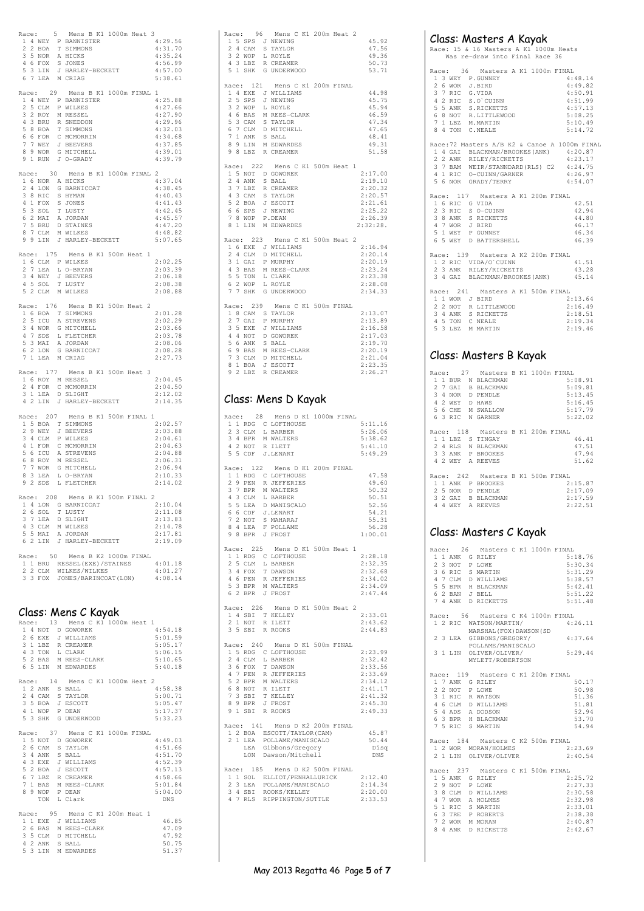Race: 5 Mens B K1 1000m Heat 3

| | | | | |
|---|---|---|---|---|
| 1 | 4 | WEY | P BANNISTER | 4:29.56 |
| 2 | 2 | BOA | T SIMMONS | 4:31.70 |
| 3 | 5 | NOR | A HICKS | 4:35.24 |
| 4 | 6 | FOX | S JONES | 4:56.99 |
| 5 | 3 | LIN | J HARLEY-BECKETT | 4:57.00 |
| 6 | 7 | LEA | M CRIAG | 5:38.61 |

Race: 29 Mens B K1 1000m FINAL 1

| | | | | |
|---|---|---|---|---|
| 1 | 4 | WEY | P BANNISTER | 4:25.88 |
| 2 | 5 | CLM | P WILKES | 4:27.66 |
| 3 | 2 | ROY | M RESSEL | 4:27.90 |
| 4 | 3 | BRU | R SNEDDON | 4:29.96 |
| 5 | 8 | BOA | T SIMMONS | 4:32.03 |
| 6 | 6 | FOR | C MCMORRIN | 4:34.68 |
| 7 | 7 | WEY | J BEEVERS | 4:37.85 |
| 8 | 9 | WOR | G MITCHELL | 4:39.01 |
| 9 | 1 | RUN | J O-GRADY | 4:39.79 |

Race: 30 Mens B K1 1000m FINAL 2

| | | | | |
|---|---|---|---|---|
| 1 | 6 | NOR | A HICKS | 4:37.04 |
| 2 | 4 | LON | G BARNICOAT | 4:38.45 |
| 3 | 8 | RIC | S HYMAN | 4:40.43 |
| 4 | 1 | FOX | S JONES | 4:41.43 |
| 5 | 3 | SOL | T LUSTY | 4:42.45 |
| 6 | 2 | MAI | A JORDAN | 4:45.57 |
| 7 | 5 | BRU | D STAINES | 4:47.20 |
| 8 | 7 | CLM | M WILKES | 4:48.82 |
| 9 | 9 | LIN | J HARLEY-BECKETT | 5:07.65 |

Race: 175 Mens B K1 500m Heat 1

| | | | | |
|---|---|---|---|---|
| 1 | 6 | CLM | P WILKES | 2:02.25 |
| 2 | 7 | LEA | L O-BRYAN | 2:03.39 |
| 3 | 4 | WEY | J BEEVERS | 2:06.18 |
| 4 | 5 | SOL | T LUSTY | 2:08.38 |
| 5 | 2 | CLM | M WILKES | 2:08.88 |

Race: 176 Mens B K1 500m Heat 2

| | | | | |
|---|---|---|---|---|
| 1 | 6 | BOA | T SIMMONS | 2:01.28 |
| 2 | 5 | ICU | A STREVENS | 2:02.29 |
| 3 | 4 | WOR | G MITCHELL | 2:03.66 |
| 4 | 7 | SDS | L FLETCHER | 2:03.78 |
| 5 | 3 | MAI | A JORDAN | 2:08.06 |
| 6 | 2 | LON | G BARNICOAT | 2:08.28 |
| 7 | 1 | LEA | M CRIAG | 2:27.73 |

Race: 177 Mens B K1 500m Heat 3

| | | | | |
|---|---|---|---|---|
| 1 | 6 | ROY | M RESSEL | 2:04.45 |
| 2 | 4 | FOR | C MCMORRIN | 2:04.50 |
| 3 | 1 | LEA | D SLIGHT | 2:12.02 |
| 4 | 2 | LIN | J HARLEY-BECKETT | 2:14.35 |

Race: 207 Mens B K1 500m FINAL 1

| | | | | |
|---|---|---|---|---|
| 1 | 5 | BOA | T SIMMONS | 2:02.57 |
| 2 | 9 | WEY | J BEEVERS | 2:03.88 |
| 3 | 4 | CLM | P WILKES | 2:04.61 |
| 4 | 1 | FOR | C MCMORRIN | 2:04.63 |
| 5 | 6 | ICU | A STREVENS | 2:04.88 |
| 6 | 8 | ROY | M RESSEL | 2:06.31 |
| 7 | 7 | WOR | G MITCHELL | 2:06.94 |
| 8 | 3 | LEA | L O-BRYAN | 2:10.33 |
| 9 | 2 | SDS | L FLETCHER | 2:14.02 |

Race: 208 Mens B K1 500m FINAL 2

| | | | | |
|---|---|---|---|---|
| 1 | 4 | LON | G BARNICOAT | 2:10.04 |
| 2 | 6 | SOL | T LUSTY | 2:11.08 |
| 3 | 7 | LEA | D SLIGHT | 2:13.83 |
| 4 | 3 | CLM | M WILKES | 2:14.78 |
| 5 | 5 | MAI | A JORDAN | 2:17.81 |
| 6 | 2 | LIN | J HARLEY-BECKETT | 2:19.09 |

Race: 50 Mens B K2 1000m FINAL

| | | | | |
|---|---|---|---|---|
| 1 | 1 | BRU | RESSEL(EXE)/STAINES | 4:01.18 |
| 2 | 2 | CLM | WILKES/WILKES | 4:01.27 |
| 3 | 3 | FOX | JONES/BARINCOAT(LON) | 4:08.14 |

## Class: Mens C Kayak

Race: 13 Mens C K1 1000m Heat 1

| | | | | |
|---|---|---|---|---|
| 1 | 4 | NOT | D GOWOREK | 4:54.18 |
| 2 | 6 | EXE | J WILLIAMS | 5:01.59 |
| 3 | 1 | LBZ | R CREAMER | 5:05.17 |
| 4 | 3 | TON | L CLARK | 5:06.15 |
| 5 | 2 | BAS | M REES-CLARK | 5:10.65 |
| 6 | 5 | LIN | M EDWARDES | 5:40.18 |

Race: 14 Mens C K1 1000m Heat 2

| | | | | |
|---|---|---|---|---|
| 1 | 2 | ANK | S BALL | 4:58.98 |
| 2 | 4 | CAM | S TAYLOR | 5:00.71 |
| 3 | 5 | BOA | J ESCOTT | 5:05.47 |
| 4 | 1 | WOP | P DEAN | 5:17.37 |
| 5 | 3 | SHK | G UNDERWOOD | 5:33.23 |

Race: 37 Mens C K1 1000m FINAL

| | | | | |
|---|---|---|---|---|
| 1 | 5 | NOT | D GOWOREK | 4:49.03 |
| 2 | 6 | CAM | S TAYLOR | 4:51.66 |
| 3 | 4 | ANK | S BALL | 4:51.70 |
| 4 | 3 | EXE | J WILLIAMS | 4:52.39 |
| 5 | 2 | BOA | J ESCOTT | 4:57.13 |
| 6 | 7 | LBZ | R CREAMER | 4:58.66 |
| 7 | 1 | BAS | M REES-CLARK | 5:01.84 |
| 8 | 9 | WOP | P DEAN | 5:04.00 |
| | | TON | L Clark | DNS |

Race: 95 Mens C K1 200m Heat 1

| | | | | |
|---|---|---|---|---|
| 1 | 1 | EXE | J WILLIAMS | 46.85 |
| 2 | 6 | BAS | M REES-CLARK | 47.09 |
| 3 | 5 | CLM | D MITCHELL | 47.92 |
| 4 | 2 | ANK | S BALL | 50.75 |
| 5 | 3 | LIN | M EDWARDES | 51.37 |

Race: 96 Mens C K1 200m Heat 2

| | | | | |
|---|---|---|---|---|
| 1 | 5 | SPS | J NEWING | 45.92 |
| 2 | 4 | CAM | S TAYLOR | 47.56 |
| 3 | 2 | WOP | L ROYLE | 49.36 |
| 4 | 3 | LBZ | R CREAMER | 50.73 |
| 5 | 1 | SHK | G UNDERWOOD | 53.71 |

Race: 121 Mens C K1 200m FINAL

| | | | | |
|---|---|---|---|---|
| 1 | 4 | EXE | J WILLIAMS | 44.98 |
| 2 | 5 | SPS | J NEWING | 45.75 |
| 3 | 2 | WOP | L ROYLE | 45.94 |
| 4 | 6 | BAS | M REES-CLARK | 46.59 |
| 5 | 3 | CAM | S TAYLOR | 47.34 |
| 6 | 7 | CLM | D MITCHELL | 47.65 |
| 7 | 1 | ANK | S BALL | 48.41 |
| 8 | 9 | LIN | M EDWARDES | 49.31 |
| 9 | 8 | LBZ | R CREAMER | 51.58 |

Race: 222 Mens C K1 500m Heat 1

| | | | | |
|---|---|---|---|---|
| 1 | 5 | NOT | D GOWOREK | 2:17.00 |
| 2 | 4 | ANK | S BALL | 2:19.10 |
| 3 | 7 | LBZ | R CREAMER | 2:20.32 |
| 4 | 3 | CAM | S TAYLOR | 2:20.57 |
| 5 | 2 | BOA | J ESCOTT | 2:21.61 |
| 6 | 6 | SPS | J NEWING | 2:25.22 |
| 7 | 8 | WOP | P.DEAN | 2:26.39 |
| 8 | 1 | LIN | M EDWARDES | 2:32:28. |

Race: 223 Mens C K1 500m Heat 2

| | | | | |
|---|---|---|---|---|
| 1 | 6 | EXE | J WILLIAMS | 2:16.94 |
| 2 | 4 | CLM | D MITCHELL | 2:20.14 |
| 3 | 1 | GAI | P MURPHY | 2:20.19 |
| 4 | 3 | BAS | M REES-CLARK | 2:23.24 |
| 5 | 5 | TON | L CLARK | 2:23.38 |
| 6 | 2 | WOP | L ROYLE | 2:28.08 |
| 7 | 7 | SHK | G UNDERWOOD | 2:34.33 |

Race: 239 Mens C K1 500m FINAL

| | | | | |
|---|---|---|---|---|
| 1 | 8 | CAM | S TAYLOR | 2:13.07 |
| 2 | 7 | GAI | P MURPHY | 2:13.89 |
| 3 | 5 | EXE | J WILLIAMS | 2:16.58 |
| 4 | 4 | NOT | D GOWOREK | 2:17.03 |
| 5 | 6 | ANK | S BALL | 2:19.70 |
| 6 | 9 | BAS | M REES-CLARK | 2:20.19 |
| 7 | 3 | CLM | D MITCHELL | 2:21.04 |
| 8 | 1 | BOA | J ESCOTT | 2:23.35 |
| 9 | 2 | LBZ | R CREAMER | 2:26.27 |

## Class: Mens D Kayak

Race: 28 Mens D K1 1000m FINAL

| | | | | |
|---|---|---|---|---|
| 1 | 1 | RDG | C LOFTHOUSE | 5:11.16 |
| 2 | 3 | CLM | L BARBER | 5:26.06 |
| 3 | 4 | BPR | M WALTERS | 5:38.62 |
| 4 | 2 | NOT | R ILETT | 5:41.10 |
| 5 | 5 | CDF | J.LENART | 5:49.29 |

Race: 122 Mens D K1 200m FINAL

| | | | | |
|---|---|---|---|---|
| 1 | 1 | RDG | C LOFTHOUSE | 47.58 |
| 2 | 9 | PEN | R JEFFERIES | 49.60 |
| 3 | 7 | BPR | M WALTERS | 50.32 |
| 4 | 3 | CLM | L BARBER | 50.51 |
| 5 | 5 | LEA | D MANISCALO | 52.56 |
| 6 | 6 | CDF | J.LENART | 54.21 |
| 7 | 2 | NOT | S MAHARAJ | 55.31 |
| 8 | 4 | LEA | F POLLAME | 56.28 |
| 9 | 8 | BPR | J FROST | 1:00.01 |

Race: 225 Mens D K1 500m Heat 1

| | | | | |
|---|---|---|---|---|
| 1 | 1 | RDG | C LOFTHOUSE | 2:28.18 |
| 2 | 5 | CLM | L BARBER | 2:32.35 |
| 3 | 4 | FOX | T DAWSON | 2:32.68 |
| 4 | 6 | PEN | R JEFFERIES | 2:34.02 |
| 5 | 3 | BPR | M WALTERS | 2:34.09 |
| 6 | 2 | BPR | J FROST | 2:47.44 |

Race: 226 Mens D K1 500m Heat 2

| | | | | |
|---|---|---|---|---|
| 1 | 4 | SBI | T KELLEY | 2:33.01 |
| 2 | 1 | NOT | R ILETT | 2:43.62 |
| 3 | 5 | SBI | R ROOKS | 2:44.83 |

Race: 240 Mens D K1 500m FINAL

| | | | | |
|---|---|---|---|---|
| 1 | 5 | RDG | C LOFTHOUSE | 2:23.99 |
| 2 | 4 | CLM | L BARBER | 2:32.42 |
| 3 | 6 | FOX | T DAWSON | 2:33.56 |
| 4 | 7 | PEN | R JEFFERIES | 2:33.69 |
| 5 | 2 | BPR | M WALTERS | 2:34.12 |
| 6 | 8 | NOT | R ILETT | 2:41.17 |
| 7 | 3 | SBI | T KELLEY | 2:41.32 |
| 8 | 9 | BPR | J FROST | 2:45.30 |
| 9 | 1 | SBI | R ROOKS | 2:49.33 |

Race: 141 Mens D K2 200m FINAL

| | | | | |
|---|---|---|---|---|
| 1 | 2 | BOA | ESCOTT/TAYLOR(CAM) | 45.87 |
| 2 | 1 | LEA | POLLAME/MANISCALO | 50.44 |
| | | LEA | Gibbons/Gregory | Disq |
| | | LON | Dawson/Mitchell | DNS |

Race: 185 Mens D K2 500m FINAL

| | | | | |
|---|---|---|---|---|
| 1 | 1 | SOL | ELLIOT/PENHALLURICK | 2:12.40 |
| 2 | 3 | LEA | POLLAME/MANISCALO | 2:14.34 |
| 3 | 4 | SBI | ROOKS/KELLEY | 2:20.00 |
| 4 | 7 | RLS | RIPPINGTON/SUTTLE | 2:33.53 |

## Class: Masters A Kayak

Race: 15 & 16 Masters A K1 1000m Heats
Was re-draw into Final Race 36

Race: 36 Masters A K1 1000m FINAL

| | | | | |
|---|---|---|---|---|
| 1 | 3 | WEY | P.GUNNEY | 4:48.14 |
| 2 | 6 | WOR | J.BIRD | 4:49.82 |
| 3 | 7 | RIC | G.VIDA | 4:50.91 |
| 4 | 2 | RIC | S.O`CUINN | 4:51.99 |
| 5 | 5 | ANK | S.RICKETTS | 4:57.13 |
| 6 | 8 | NOT | R.LITTLEWOOD | 5:08.25 |
| 7 | 1 | LBZ | M.MARTIN | 5:10.49 |
| 8 | 4 | TON | C.NEALE | 5:14.72 |

Race:72 Masters A/B K2 & Canoe A 1000m FINAL

| | | | | |
|---|---|---|---|---|
| 1 | 4 | GAI | BLACKMAN/BROOKES(ANK) | 4:20.87 |
| 2 | 2 | ANK | RILEY/RICKETTS | 4:23.17 |
| 3 | 7 | BAM | WEIR/STANNDARD(RLS) C2 | 4:24.75 |
| 4 | 1 | RIC | O-CUINN/GARNER | 4:26.97 |
| 5 | 6 | NOR | GRADY/TERRY | 4:54.07 |

Race: 117 Masters A K1 200m FINAL

| | | | | |
|---|---|---|---|---|
| 1 | 6 | RIC | G VIDA | 42.51 |
| 2 | 3 | RIC | S O-CUINN | 42.94 |
| 3 | 8 | ANK | S RICKETTS | 44.80 |
| 4 | 7 | WOR | J BIRD | 46.17 |
| 5 | 1 | WEY | P GUNNEY | 46.34 |
| 6 | 5 | WEY | D BATTERSHELL | 46.39 |

Race: 139 Masters A K2 200m FINAL

| | | | | |
|---|---|---|---|---|
| 1 | 2 | RIC | VIDA/O`CUINN | 41.51 |
| 2 | 3 | ANK | RILEY/RICKETTS | 43.28 |
| 3 | 4 | GAI | BLACKMAN/BROOKES(ANK) | 45.14 |

Race: 241 Masters A K1 500m FINAL

| | | | | |
|---|---|---|---|---|
| 1 | 1 | WOR | J BIRD | 2:13.64 |
| 2 | 2 | NOT | R LITTLEWOOD | 2:16.49 |
| 3 | 4 | ANK | S RICKETTS | 2:18.51 |
| 4 | 5 | TON | C NEALE | 2:19.34 |
| 5 | 3 | LBZ | M MARTIN | 2:19.46 |

## Class: Masters B Kayak

Race: 27 Masters B K1 1000m FINAL

| | | | | |
|---|---|---|---|---|
| 1 | 1 | BUR | N BLACKMAN | 5:08.91 |
| 2 | 7 | GAI | B BLACKMAN | 5:09.81 |
| 3 | 4 | NOR | D PENDLE | 5:13.45 |
| 4 | 2 | WEY | D HAWS | 5:16.45 |
| 5 | 6 | CHE | M SWALLOW | 5:17.79 |
| 6 | 3 | RIC | N GARNER | 5:22.02 |

Race: 118 Masters B K1 200m FINAL

| | | | | |
|---|---|---|---|---|
| 1 | 1 | LBZ | S TINGAY | 46.41 |
| 2 | 4 | RLS | N BLACKMAN | 47.51 |
| 3 | 3 | ANK | P BROOKES | 47.94 |
| 4 | 2 | WEY | A REEVES | 51.62 |

Race: 242 Masters B K1 500m FINAL

| | | | | |
|---|---|---|---|---|
| 1 | 1 | ANK | P BROOKES | 2:15.87 |
| 2 | 5 | NOR | D PENDLE | 2:17.09 |
| 3 | 2 | GAI | B BLACKMAN | 2:17.59 |
| 4 | 4 | WEY | A REEVES | 2:22.51 |

## Class: Masters C Kayak

Race: 26 Masters C K1 1000m FINAL

| | | | | |
|---|---|---|---|---|
| 1 | 1 | ANK | G RILEY | 5:18.76 |
| 2 | 3 | NOT | P LOWE | 5:30.34 |
| 3 | 6 | RIC | S MARTIN | 5:31.29 |
| 4 | 7 | CLM | D WILLIAMS | 5:38.57 |
| 5 | 5 | BPR | H BLACKMAN | 5:42.41 |
| 6 | 2 | BAN | J BELL | 5:51.22 |
| 7 | 4 | ANK | D RICKETTS | 5:51.48 |

Race: 56 Masters C K4 1000m FINAL

| | | | | |
|---|---|---|---|---|
| 1 | 2 | RIC | WATSON/MARTIN/ MARSHAL(FOX)DAWSON(SD | 4:26.11 |
| 2 | 3 | LEA | GIBBONS/GREGORY/ POLLAME/MANISCALO | 4:37.64 |
| 3 | 1 | LIN | OLIVER/OLIVER/ MYLETT/ROBERTSON | 5:29.44 |

Race: 119 Masters C K1 200m FINAL

| | | | | |
|---|---|---|---|---|
| 1 | 7 | ANK | G RILEY | 50.17 |
| 2 | 2 | NOT | P LOWE | 50.98 |
| 3 | 1 | RIC | R WATSON | 51.36 |
| 4 | 6 | CLM | D WILLIAMS | 51.81 |
| 5 | 4 | ADS | A DODSON | 52.94 |
| 6 | 3 | BPR | H BLACKMAN | 53.70 |
| 7 | 5 | RIC | S MARTIN | 54.94 |

Race: 184 Masters C K2 500m FINAL

| | | | | |
|---|---|---|---|---|
| 1 | 2 | WOR | MORAN/HOLMES | 2:23.69 |
| 2 | 1 | LIN | OLIVER/OLIVER | 2:40.54 |

Race: 237 Masters C K1 500m FINAL

| | | | | |
|---|---|---|---|---|
| 1 | 5 | ANK | G RILEY | 2:25.72 |
| 2 | 9 | NOT | P LOWE | 2:27.33 |
| 3 | 8 | CLM | D WILLIAMS | 2:30.58 |
| 4 | 7 | WOR | A HOLMES | 2:32.98 |
| 5 | 1 | RIC | S MARTIN | 2:33.01 |
| 6 | 3 | TRE | P ROBERTS | 2:38.38 |
| 7 | 2 | WOR | M MORAN | 2:40.87 |
| 8 | 4 | ANK | D RICKETTS | 2:42.67 |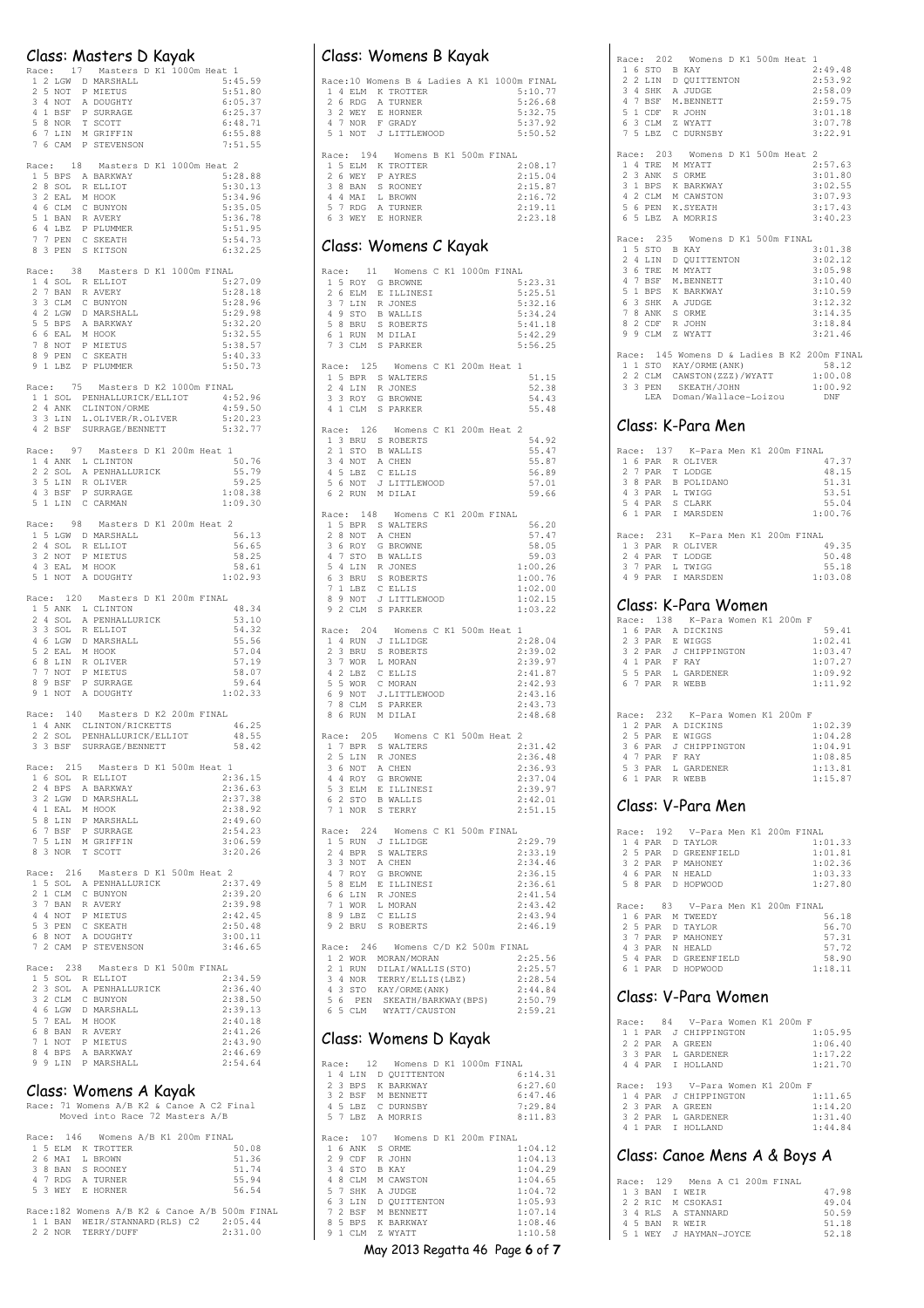## Class: Masters D Kayak

Race: 17 Masters D K1 1000m Heat 1

| | | | | |
|---|---|---|---|---|
| 1 | 2 | LGW | D MARSHALL | 5:45.59 |
| 2 | 5 | NOT | P MIETUS | 5:51.80 |
| 3 | 4 | NOT | A DOUGHTY | 6:05.37 |
| 4 | 1 | BSF | P SURRAGE | 6:25.37 |
| 5 | 8 | NOR | T SCOTT | 6:48.71 |
| 6 | 7 | LIN | M GRIFFIN | 6:55.88 |
| 7 | 6 | CAM | P STEVENSON | 7:51.55 |

Race: 18 Masters D K1 1000m Heat 2

| | | | | |
|---|---|---|---|---|
| 1 | 5 | BPS | A BARKWAY | 5:28.88 |
| 2 | 8 | SOL | R ELLIOT | 5:30.13 |
| 3 | 2 | EAL | M HOOK | 5:34.96 |
| 4 | 6 | CLM | C BUNYON | 5:35.05 |
| 5 | 1 | BAN | R AVERY | 5:36.78 |
| 6 | 4 | LBZ | P PLUMMER | 5:51.95 |
| 7 | 7 | PEN | C SKEATH | 5:54.73 |
| 8 | 3 | PEN | S KITSON | 6:32.25 |

Race: 38 Masters D K1 1000m FINAL

| | | | | |
|---|---|---|---|---|
| 1 | 4 | SOL | R ELLIOT | 5:27.09 |
| 2 | 7 | BAN | R AVERY | 5:28.18 |
| 3 | 3 | CLM | C BUNYON | 5:28.96 |
| 4 | 2 | LGW | D MARSHALL | 5:29.98 |
| 5 | 5 | BPS | A BARKWAY | 5:32.20 |
| 6 | 6 | EAL | M HOOK | 5:32.55 |
| 7 | 8 | NOT | P MIETUS | 5:38.57 |
| 8 | 9 | PEN | C SKEATH | 5:40.33 |
| 9 | 1 | LBZ | P PLUMMER | 5:50.73 |

Race: 75 Masters D K2 1000m FINAL

| | | | | |
|---|---|---|---|---|
| 1 | 1 | SOL | PENHALLURICK/ELLIOT | 4:52.96 |
| 2 | 4 | ANK | CLINTON/ORME | 4:59.50 |
| 3 | 3 | LIN | L.OLIVER/R.OLIVER | 5:20.23 |
| 4 | 2 | BSF | SURRAGE/BENNETT | 5:32.77 |

Race: 97 Masters D K1 200m Heat 1

| | | | | |
|---|---|---|---|---|
| 1 | 4 | ANK | L CLINTON | 50.76 |
| 2 | 2 | SOL | A PENHALLURICK | 55.79 |
| 3 | 5 | LIN | R OLIVER | 59.25 |
| 4 | 3 | BSF | P SURRAGE | 1:08.38 |
| 5 | 1 | LIN | C CARMAN | 1:09.30 |

Race: 98 Masters D K1 200m Heat 2

| | | | | |
|---|---|---|---|---|
| 1 | 5 | LGW | D MARSHALL | 56.13 |
| 2 | 4 | SOL | R ELLIOT | 56.65 |
| 3 | 2 | NOT | P MIETUS | 58.25 |
| 4 | 3 | EAL | M HOOK | 58.61 |
| 5 | 1 | NOT | A DOUGHTY | 1:02.93 |

Race: 120 Masters D K1 200m FINAL

| | | | | |
|---|---|---|---|---|
| 1 | 5 | ANK | L CLINTON | 48.34 |
| 2 | 4 | SOL | A PENHALLURICK | 53.10 |
| 3 | 3 | SOL | R ELLIOT | 54.32 |
| 4 | 6 | LGW | D MARSHALL | 55.56 |
| 5 | 2 | EAL | M HOOK | 57.04 |
| 6 | 8 | LIN | R OLIVER | 57.19 |
| 7 | 7 | NOT | P MIETUS | 58.07 |
| 8 | 9 | BSF | P SURRAGE | 59.64 |
| 9 | 1 | NOT | A DOUGHTY | 1:02.33 |

Race: 140 Masters D K2 200m FINAL

| | | | | |
|---|---|---|---|---|
| 1 | 4 | ANK | CLINTON/RICKETTS | 46.25 |
| 2 | 2 | SOL | PENHALLURICK/ELLIOT | 48.55 |
| 3 | 3 | BSF | SURRAGE/BENNETT | 58.42 |

Race: 215 Masters D K1 500m Heat 1

| | | | | |
|---|---|---|---|---|
| 1 | 6 | SOL | R ELLIOT | 2:36.15 |
| 2 | 4 | BPS | A BARKWAY | 2:36.63 |
| 3 | 2 | LGW | D MARSHALL | 2:37.38 |
| 4 | 1 | EAL | M HOOK | 2:38.92 |
| 5 | 8 | LIN | P MARSHALL | 2:49.60 |
| 6 | 7 | BSF | P SURRAGE | 2:54.23 |
| 7 | 5 | LIN | M GRIFFIN | 3:06.59 |
| 8 | 3 | NOR | T SCOTT | 3:20.26 |

Race: 216 Masters D K1 500m Heat 2

| | | | | |
|---|---|---|---|---|
| 1 | 5 | SOL | A PENHALLURICK | 2:37.49 |
| 2 | 1 | CLM | C BUNYON | 2:39.20 |
| 3 | 7 | BAN | R AVERY | 2:39.98 |
| 4 | 4 | NOT | P MIETUS | 2:42.45 |
| 5 | 3 | PEN | C SKEATH | 2:50.48 |
| 6 | 8 | NOT | A DOUGHTY | 3:00.11 |
| 7 | 2 | CAM | P STEVENSON | 3:46.65 |

Race: 238 Masters D K1 500m FINAL

| | | | | |
|---|---|---|---|---|
| 1 | 5 | SOL | R ELLIOT | 2:34.59 |
| 2 | 3 | SOL | A PENHALLURICK | 2:36.40 |
| 3 | 2 | CLM | C BUNYON | 2:38.50 |
| 4 | 6 | LGW | D MARSHALL | 2:39.13 |
| 5 | 7 | EAL | M HOOK | 2:40.18 |
| 6 | 8 | BAN | R AVERY | 2:41.26 |
| 7 | 1 | NOT | P MIETUS | 2:43.90 |
| 8 | 4 | BPS | A BARKWAY | 2:46.69 |
| 9 | 9 | LIN | P MARSHALL | 2:54.64 |

## Class: Womens A Kayak

Race: 71 Womens A/B K2 & Canoe A C2 Final
Moved into Race 72 Masters A/B

Race: 146 Womens A/B K1 200m FINAL

| | | | | |
|---|---|---|---|---|
| 1 | 5 | ELM | K TROTTER | 50.08 |
| 2 | 6 | MAI | L BROWN | 51.36 |
| 3 | 8 | BAN | S ROONEY | 51.74 |
| 4 | 7 | RDG | A TURNER | 55.94 |
| 5 | 3 | WEY | E HORNER | 56.54 |

Race: 182 Womens A/B K2 & Canoe A/B 500m FINAL

| | | | | |
|---|---|---|---|---|
| 1 | 1 | BAN | WEIR/STANNARD(RLS) C2 | 2:05.44 |
| 2 | 2 | NOR | TERRY/DUFF | 2:31.00 |

## Class: Womens B Kayak

Race: 10 Womens B & Ladies A K1 1000m FINAL

| | | | | |
|---|---|---|---|---|
| 1 | 4 | ELM | K TROTTER | 5:10.77 |
| 2 | 6 | RDG | A TURNER | 5:26.68 |
| 3 | 2 | WEY | E HORNER | 5:32.75 |
| 4 | 7 | NOR | F GRADY | 5:37.92 |
| 5 | 1 | NOT | J LITTLEWOOD | 5:50.52 |

Race: 194 Womens B K1 500m FINAL

| | | | | |
|---|---|---|---|---|
| 1 | 5 | ELM | K TROTTER | 2:08.17 |
| 2 | 6 | WEY | P AYRES | 2:15.04 |
| 3 | 8 | BAN | S ROONEY | 2:15.87 |
| 4 | 4 | MAI | L BROWN | 2:16.72 |
| 5 | 7 | RDG | A TURNER | 2:19.11 |
| 6 | 3 | WEY | E HORNER | 2:23.18 |

## Class: Womens C Kayak

Race: 11 Womens C K1 1000m FINAL

| | | | | |
|---|---|---|---|---|
| 1 | 5 | ROY | G BROWNE | 5:23.31 |
| 2 | 6 | ELM | E ILLINESI | 5:25.51 |
| 3 | 7 | LIN | R JONES | 5:32.16 |
| 4 | 9 | STO | B WALLIS | 5:34.24 |
| 5 | 8 | BRU | S ROBERTS | 5:41.18 |
| 6 | 1 | RUN | M DILAI | 5:42.29 |
| 7 | 3 | CLM | S PARKER | 5:56.25 |

Race: 125 Womens C K1 200m Heat 1

| | | | | |
|---|---|---|---|---|
| 1 | 5 | BPR | S WALTERS | 51.15 |
| 2 | 4 | LIN | R JONES | 52.38 |
| 3 | 3 | ROY | G BROWNE | 54.43 |
| 4 | 1 | CLM | S PARKER | 55.48 |

Race: 126 Womens C K1 200m Heat 2

| | | | | |
|---|---|---|---|---|
| 1 | 3 | BRU | S ROBERTS | 54.92 |
| 2 | 1 | STO | B WALLIS | 55.47 |
| 3 | 4 | NOT | A CHEN | 55.87 |
| 4 | 5 | LBZ | C ELLIS | 56.89 |
| 5 | 6 | NOT | J LITTLEWOOD | 57.01 |
| 6 | 2 | RUN | M DILAI | 59.66 |

Race: 148 Womens C K1 200m FINAL

| | | | | |
|---|---|---|---|---|
| 1 | 5 | BPR | S WALTERS | 56.20 |
| 2 | 8 | NOT | A CHEN | 57.47 |
| 3 | 6 | ROY | G BROWNE | 58.05 |
| 4 | 7 | STO | B WALLIS | 59.03 |
| 5 | 4 | LIN | R JONES | 1:00.26 |
| 6 | 3 | BRU | S ROBERTS | 1:00.76 |
| 7 | 1 | LBZ | C ELLIS | 1:02.00 |
| 8 | 9 | NOT | J LITTLEWOOD | 1:02.15 |
| 9 | 2 | CLM | S PARKER | 1:03.22 |

Race: 204 Womens C K1 500m Heat 1

| | | | | |
|---|---|---|---|---|
| 1 | 4 | RUN | J ILLIDGE | 2:28.04 |
| 2 | 3 | BRU | S ROBERTS | 2:39.02 |
| 3 | 7 | WOR | L MORAN | 2:39.97 |
| 4 | 2 | LBZ | C ELLIS | 2:41.87 |
| 5 | 5 | WOR | C MORAN | 2:42.93 |
| 6 | 9 | NOT | J.LITTLEWOOD | 2:43.16 |
| 7 | 8 | CLM | S PARKER | 2:43.73 |
| 8 | 6 | RUN | M DILAI | 2:48.68 |

Race: 205 Womens C K1 500m Heat 2

| | | | | |
|---|---|---|---|---|
| 1 | 7 | BPR | S WALTERS | 2:31.42 |
| 2 | 5 | LIN | R JONES | 2:36.48 |
| 3 | 6 | NOT | A CHEN | 2:36.93 |
| 4 | 4 | ROY | G BROWNE | 2:37.04 |
| 5 | 3 | ELM | E ILLINESI | 2:39.97 |
| 6 | 2 | STO | B WALLIS | 2:42.01 |
| 7 | 1 | NOR | S TERRY | 2:51.15 |

Race: 224 Womens C K1 500m FINAL

| | | | | |
|---|---|---|---|---|
| 1 | 5 | RUN | J ILLIDGE | 2:29.79 |
| 2 | 4 | BPR | S WALTERS | 2:33.19 |
| 3 | 3 | NOT | A CHEN | 2:34.46 |
| 4 | 7 | ROY | G BROWNE | 2:36.15 |
| 5 | 8 | ELM | E ILLINESI | 2:36.61 |
| 6 | 6 | LIN | R JONES | 2:41.54 |
| 7 | 1 | WOR | L MORAN | 2:43.42 |
| 8 | 9 | LBZ | C ELLIS | 2:43.94 |
| 9 | 2 | BRU | S ROBERTS | 2:46.19 |

Race: 246 Womens C/D K2 500m FINAL

| | | | | |
|---|---|---|---|---|
| 1 | 2 | WOR | MORAN/MORAN | 2:25.56 |
| 2 | 1 | RUN | DILAI/WALLIS(STO) | 2:25.57 |
| 3 | 4 | NOR | TERRY/ELLIS(LBZ) | 2:28.54 |
| 4 | 3 | STO | KAY/ORME(ANK) | 2:44.84 |
| 5 | 6 | PEN | SKEATH/BARKWAY(BPS) | 2:50.79 |
| 6 | 5 | CLM | WYATT/CAUSTON | 2:59.21 |

## Class: Womens D Kayak

Race: 12 Womens D K1 1000m FINAL

| | | | | |
|---|---|---|---|---|
| 1 | 4 | LIN | D QUITTENTON | 6:14.31 |
| 2 | 3 | BPS | K BARKWAY | 6:27.60 |
| 3 | 2 | BSF | M BENNETT | 6:47.46 |
| 4 | 5 | LBZ | C DURNSBY | 7:29.84 |
| 5 | 7 | LBZ | A MORRIS | 8:11.83 |

Race: 107 Womens D K1 200m FINAL

| | | | | |
|---|---|---|---|---|
| 1 | 6 | ANK | S ORME | 1:04.12 |
| 2 | 9 | CDF | R JOHN | 1:04.13 |
| 3 | 4 | STO | B KAY | 1:04.29 |
| 4 | 8 | CLM | M CAWSTON | 1:04.65 |
| 5 | 7 | SHK | A JUDGE | 1:04.72 |
| 6 | 3 | LIN | D QUITTENTON | 1:05.93 |
| 7 | 2 | BSF | M BENNETT | 1:07.14 |
| 8 | 5 | BPS | K BARKWAY | 1:08.46 |
| 9 | 1 | CLM | Z WYATT | 1:10.58 |

Race: 202 Womens D K1 500m Heat 1

| | | | | |
|---|---|---|---|---|
| 1 | 6 | STO | B KAY | 2:49.48 |
| 2 | 2 | LIN | D QUITTENTON | 2:53.92 |
| 3 | 4 | SHK | A JUDGE | 2:58.09 |
| 4 | 7 | BSF | M.BENNETT | 2:59.75 |
| 5 | 1 | CDF | R JOHN | 3:01.18 |
| 6 | 3 | CLM | Z WYATT | 3:07.78 |
| 7 | 5 | LBZ | C DURNSBY | 3:22.91 |

Race: 203 Womens D K1 500m Heat 2

| | | | | |
|---|---|---|---|---|
| 1 | 4 | TRE | M MYATT | 2:57.63 |
| 2 | 3 | ANK | S ORME | 3:01.80 |
| 3 | 1 | BPS | K BARKWAY | 3:02.55 |
| 4 | 2 | CLM | M CAWSTON | 3:07.93 |
| 5 | 6 | PEN | K.SYEATH | 3:17.43 |
| 6 | 5 | LBZ | A MORRIS | 3:40.23 |

Race: 235 Womens D K1 500m FINAL

| | | | | |
|---|---|---|---|---|
| 1 | 5 | STO | B KAY | 3:01.38 |
| 2 | 4 | LIN | D QUITTENTON | 3:02.12 |
| 3 | 6 | TRE | M MYATT | 3:05.98 |
| 4 | 7 | BSF | M.BENNETT | 3:10.40 |
| 5 | 1 | BPS | K BARKWAY | 3:10.59 |
| 6 | 3 | SHK | A JUDGE | 3:12.32 |
| 7 | 8 | ANK | S ORME | 3:14.35 |
| 8 | 2 | CDF | R JOHN | 3:18.84 |
| 9 | 9 | CLM | Z WYATT | 3:21.46 |

Race: 145 Womens D & Ladies B K2 200m FINAL

| | | | | |
|---|---|---|---|---|
| 1 | 1 | STO | KAY/ORME(ANK) | 58.12 |
| 2 | 2 | CLM | CAWSTON(ZZZ)/WYATT | 1:00.08 |
| 3 | 3 | PEN | SKEATH/JOHN | 1:00.92 |
| | | LEA | Doman/Wallace-Loizou | DNF |

## Class: K-Para Men

Race: 137 K-Para Men K1 200m FINAL

| | | | | |
|---|---|---|---|---|
| 1 | 6 | PAR | R OLIVER | 47.37 |
| 2 | 7 | PAR | T LODGE | 48.15 |
| 3 | 8 | PAR | B POLIDANO | 51.31 |
| 4 | 3 | PAR | L TWIGG | 53.51 |
| 5 | 4 | PAR | S CLARK | 55.04 |
| 6 | 1 | PAR | I MARSDEN | 1:00.76 |

Race: 231 K-Para Men K1 200m FINAL

| | | | | |
|---|---|---|---|---|
| 1 | 3 | PAR | R OLIVER | 49.35 |
| 2 | 4 | PAR | T LODGE | 50.48 |
| 3 | 7 | PAR | L TWIGG | 55.18 |
| 4 | 9 | PAR | I MARSDEN | 1:03.08 |

## Class: K-Para Women

Race: 138 K-Para Women K1 200m F

| | | | | |
|---|---|---|---|---|
| 1 | 6 | PAR | A DICKINS | 59.41 |
| 2 | 3 | PAR | E WIGGS | 1:02.41 |
| 3 | 2 | PAR | J CHIPPINGTON | 1:03.47 |
| 4 | 1 | PAR | F RAY | 1:07.27 |
| 5 | 5 | PAR | L GARDENER | 1:09.92 |
| 6 | 7 | PAR | R WEBB | 1:11.92 |

Race: 232 K-Para Women K1 200m F

| | | | | |
|---|---|---|---|---|
| 1 | 2 | PAR | A DICKINS | 1:02.39 |
| 2 | 5 | PAR | E WIGGS | 1:04.28 |
| 3 | 6 | PAR | J CHIPPINGTON | 1:04.91 |
| 4 | 7 | PAR | F RAY | 1:08.85 |
| 5 | 3 | PAR | L GARDENER | 1:13.81 |
| 6 | 1 | PAR | R WEBB | 1:15.87 |

## Class: V-Para Men

Race: 192 V-Para Men K1 200m FINAL

| | | | | |
|---|---|---|---|---|
| 1 | 4 | PAR | D TAYLOR | 1:01.33 |
| 2 | 5 | PAR | D GREENFIELD | 1:01.81 |
| 3 | 2 | PAR | P MAHONEY | 1:02.36 |
| 4 | 6 | PAR | N HEALD | 1:03.33 |
| 5 | 8 | PAR | D HOPWOOD | 1:27.80 |

Race: 83 V-Para Men K1 200m FINAL

| | | | | |
|---|---|---|---|---|
| 1 | 6 | PAR | M TWEEDY | 56.18 |
| 2 | 5 | PAR | D TAYLOR | 56.70 |
| 3 | 7 | PAR | P MAHONEY | 57.31 |
| 4 | 3 | PAR | N HEALD | 57.72 |
| 5 | 4 | PAR | D GREENFIELD | 58.90 |
| 6 | 1 | PAR | D HOPWOOD | 1:18.11 |

## Class: V-Para Women

Race: 84 V-Para Women K1 200m F

| | | | | |
|---|---|---|---|---|
| 1 | 1 | PAR | J CHIPPINGTON | 1:05.95 |
| 2 | 2 | PAR | A GREEN | 1:06.40 |
| 3 | 3 | PAR | L GARDENER | 1:17.22 |
| 4 | 4 | PAR | I HOLLAND | 1:21.70 |

Race: 193 V-Para Women K1 200m F

| | | | | |
|---|---|---|---|---|
| 1 | 4 | PAR | J CHIPPINGTON | 1:11.65 |
| 2 | 3 | PAR | A GREEN | 1:14.20 |
| 3 | 2 | PAR | L GARDENER | 1:31.40 |
| 4 | 1 | PAR | I HOLLAND | 1:44.84 |

## Class: Canoe Mens A & Boys A

Race: 129 Mens A C1 200m FINAL

| | | | | |
|---|---|---|---|---|
| 1 | 3 | BAN | I WEIR | 47.98 |
| 2 | 2 | RIC | M CSOKASI | 49.04 |
| 3 | 4 | RLS | A STANNARD | 50.59 |
| 4 | 5 | BAN | R WEIR | 51.18 |
| 5 | 1 | WEY | J HAYMAN-JOYCE | 52.18 |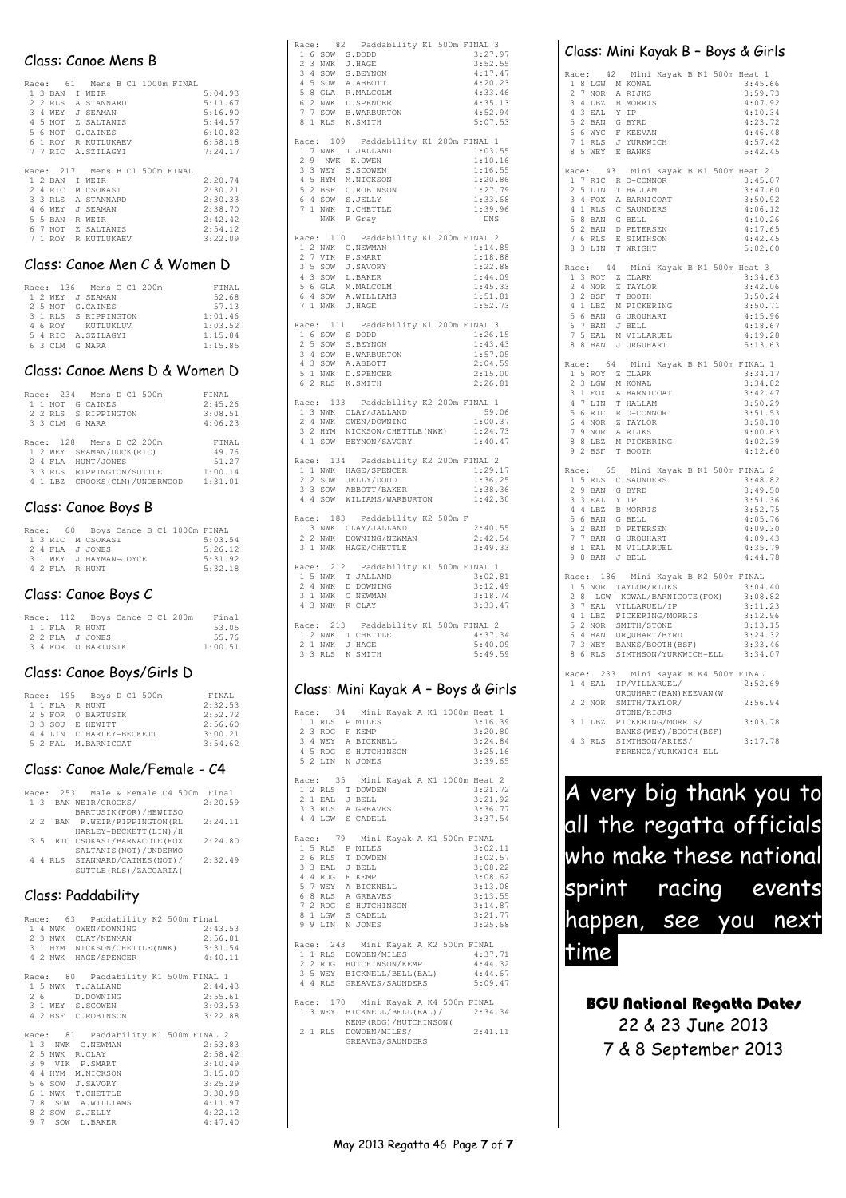## Class: Canoe Mens B

**Race: 61 Mens B C1 1000m FINAL**

| Pos | Lane | Club | Name | Time |
|---|---|---|---|---|
| 1 | 3 | BAN | I WEIR | 5:04.93 |
| 2 | 2 | RLS | A STANNARD | 5:11.67 |
| 3 | 4 | WEY | J SEAMAN | 5:16.90 |
| 4 | 5 | NOT | Z SALTANIS | 5:44.57 |
| 5 | 6 | NOT | G.CAINES | 6:10.82 |
| 6 | 1 | ROY | R KUTLUKAEV | 6:58.18 |
| 7 | 7 | RIC | A.SZILAGYI | 7:24.17 |

**Race: 217 Mens B C1 500m FINAL**

| Pos | Lane | Club | Name | Time |
|---|---|---|---|---|
| 1 | 2 | BAN | I WEIR | 2:20.74 |
| 2 | 4 | RIC | M CSOKASI | 2:30.21 |
| 3 | 3 | RLS | A STANNARD | 2:30.33 |
| 4 | 6 | WEY | J SEAMAN | 2:38.70 |
| 5 | 5 | BAN | R WEIR | 2:42.42 |
| 6 | 7 | NOT | Z SALTANIS | 2:54.12 |
| 7 | 1 | ROY | R KUTLUKAEV | 3:22.09 |

## Class: Canoe Men C & Women D

**Race: 136 Mens C C1 200m FINAL**

| Pos | Lane | Club | Name | Time |
|---|---|---|---|---|
| 1 | 2 | WEY | J SEAMAN | 52.68 |
| 2 | 5 | NOT | G.CAINES | 57.13 |
| 3 | 1 | RLS | S RIPPINGTON | 1:01.46 |
| 4 | 6 | ROY | KUTLUKLUV | 1:03.52 |
| 5 | 4 | RIC | A.SZILAGYI | 1:15.84 |
| 6 | 3 | CLM | G MARA | 1:15.85 |

## Class: Canoe Mens D & Women D

**Race: 234 Mens D C1 500m FINAL**

| Pos | Lane | Club | Name | Time |
|---|---|---|---|---|
| 1 | 1 | NOT | G CAINES | 2:45.26 |
| 2 | 2 | RLS | S RIPPINGTON | 3:08.51 |
| 3 | 3 | CLM | G MARA | 4:06.23 |

**Race: 128 Mens D C2 200m FINAL**

| Pos | Lane | Club | Name | Time |
|---|---|---|---|---|
| 1 | 2 | WEY | SEAMAN/DUCK(RIC) | 49.76 |
| 2 | 4 | FLA | HUNT/JONES | 51.27 |
| 3 | 3 | RLS | RIPPINGTON/SUTTLE | 1:00.14 |
| 4 | 1 | LBZ | CROOKS(CLM)/UNDERWOOD | 1:31.01 |

## Class: Canoe Boys B

**Race: 60 Boys Canoe B C1 1000m FINAL**

| Pos | Lane | Club | Name | Time |
|---|---|---|---|---|
| 1 | 3 | RIC | M CSOKASI | 5:03.54 |
| 2 | 4 | FLA | J JONES | 5:26.12 |
| 3 | 1 | WEY | J HAYMAN-JOYCE | 5:31.92 |
| 4 | 2 | FLA | R HUNT | 5:32.18 |

## Class: Canoe Boys C

**Race: 112 Boys Canoe C C1 200m Final**

| Pos | Lane | Club | Name | Time |
|---|---|---|---|---|
| 1 | 1 | FLA | R HUNT | 53.05 |
| 2 | 2 | FLA | J JONES | 55.76 |
| 3 | 4 | FOR | O BARTUSIK | 1:00.51 |

## Class: Canoe Boys/Girls D

**Race: 195 Boys D C1 500m FINAL**

| Pos | Lane | Club | Name | Time |
|---|---|---|---|---|
| 1 | 1 | FLA | R HUNT | 2:32.53 |
| 2 | 5 | FOR | O BARTUSIK | 2:52.72 |
| 3 | 3 | SOU | E HEWITT | 2:56.60 |
| 4 | 4 | LIN | C HARLEY-BECKETT | 3:00.21 |
| 5 | 2 | FAL | M.BARNICOAT | 3:54.62 |

## Class: Canoe Male/Female - C4

**Race: 253 Male & Female C4 500m Final**

| Pos | Lane | Club | Name | Time |
|---|---|---|---|---|
| 1 | 3 | BAN | WEIR/CROOKS/ BARTUSIK(FOR)/HEWITSO | 2:20.59 |
| 2 | 2 | BAN | R.WEIR/RIPPINGTON(RL HARLEY-BECKETT(LIN)/H | 2:24.11 |
| 3 | 5 | RIC | CSOKASI/BARNACOTE(FOX SALTANIS(NOT)/UNDERWO | 2:24.80 |
| 4 | 4 | RLS | STANNARD/CAINES(NOT)/ SUTTLE(RLS)/ZACCARIA( | 2:32.49 |

## Class: Paddability

**Race: 63 Paddability K2 500m Final**

| Pos | Lane | Club | Name | Time |
|---|---|---|---|---|
| 1 | 4 | NWK | OWEN/DOWNING | 2:43.53 |
| 2 | 3 | NWK | CLAY/NEWMAN | 2:56.81 |
| 3 | 1 | HYM | NICKSON/CHETTLE(NWK) | 3:31.54 |
| 4 | 2 | NWK | HAGE/SPENCER | 4:40.11 |

**Race: 80 Paddability K1 500m FINAL 1**

| Pos | Lane | Club | Name | Time |
|---|---|---|---|---|
| 1 | 5 | NWK | T.JALLAND | 2:44.43 |
| 2 | 6 | | D.DOWNING | 2:55.61 |
| 3 | 1 | WEY | S.SCOWEN | 3:03.53 |
| 4 | 2 | BSF | C.ROBINSON | 3:22.88 |

**Race: 81 Paddability K1 500m FINAL 2**

| Pos | Lane | Club | Name | Time |
|---|---|---|---|---|
| 1 | 3 | NWK | C.NEWMAN | 2:53.83 |
| 2 | 5 | NWK | R.CLAY | 2:58.42 |
| 3 | 9 | VIK | P.SMART | 3:10.49 |
| 4 | 4 | HYM | M.NICKSON | 3:15.00 |
| 5 | 6 | SOW | J.SAVORY | 3:25.29 |
| 6 | 1 | NWK | T.CHETTLE | 3:38.98 |
| 7 | 8 | SOW | A.WILLIAMS | 4:11.97 |
| 8 | 2 | SOW | S.JELLY | 4:22.12 |
| 9 | 7 | SOW | L.BAKER | 4:47.40 |

**Race: 82 Paddability K1 500m FINAL 3**

| Pos | Lane | Club | Name | Time |
|---|---|---|---|---|
| 1 | 6 | SOW | S.DODD | 3:27.97 |
| 2 | 3 | NWK | J.HAGE | 3:52.55 |
| 3 | 4 | SOW | S.BEYNON | 4:17.47 |
| 4 | 5 | SOW | A.ABBOTT | 4:20.23 |
| 5 | 8 | GLA | R.MALCOLM | 4:33.46 |
| 6 | 2 | NWK | D.SPENCER | 4:35.13 |
| 7 | 7 | SOW | B.WARBURTON | 4:52.94 |
| 8 | 1 | RLS | K.SMITH | 5:07.53 |

**Race: 109 Paddability K1 200m FINAL 1**

| Pos | Lane | Club | Name | Time |
|---|---|---|---|---|
| 1 | 7 | NWK | T JALLAND | 1:03.55 |
| 2 | 9 | NWK | K.OWEN | 1:10.16 |
| 3 | 3 | WEY | S.SCOWEN | 1:16.55 |
| 4 | 5 | HYM | M.NICKSON | 1:20.86 |
| 5 | 2 | BSF | C.ROBINSON | 1:27.79 |
| 6 | 4 | SOW | S.JELLY | 1:33.68 |
| 7 | 1 | NWK | T.CHETTLE | 1:39.96 |
| | | NWK | R Gray | DNS |

**Race: 110 Paddability K1 200m FINAL 2**

| Pos | Lane | Club | Name | Time |
|---|---|---|---|---|
| 1 | 2 | NWK | C.NEWMAN | 1:14.85 |
| 2 | 7 | VIK | P.SMART | 1:18.88 |
| 3 | 5 | SOW | J.SAVORY | 1:22.88 |
| 4 | 3 | SOW | L.BAKER | 1:44.09 |
| 5 | 6 | GLA | M.MALCOLM | 1:45.33 |
| 6 | 4 | SOW | A.WILLIAMS | 1:51.81 |
| 7 | 1 | NWK | J.HAGE | 1:52.73 |

**Race: 111 Paddability K1 200m FINAL 3**

| Pos | Lane | Club | Name | Time |
|---|---|---|---|---|
| 1 | 6 | SOW | S DODD | 1:26.15 |
| 2 | 5 | SOW | S.BEYNON | 1:43.43 |
| 3 | 4 | SOW | B.WARBURTON | 1:57.05 |
| 4 | 3 | SOW | A.ABBOTT | 2:04.59 |
| 5 | 1 | NWK | D.SPENCER | 2:15.00 |
| 6 | 2 | RLS | K.SMITH | 2:26.81 |

**Race: 133 Paddability K2 200m FINAL 1**

| Pos | Lane | Club | Name | Time |
|---|---|---|---|---|
| 1 | 3 | NWK | CLAY/JALLAND | 59.06 |
| 2 | 4 | NWK | OWEN/DOWNING | 1:00.37 |
| 3 | 2 | HYM | NICKSON/CHETTLE(NWK) | 1:24.73 |
| 4 | 1 | SOW | BEYNON/SAVORY | 1:40.47 |

**Race: 134 Paddability K2 200m FINAL 2**

| Pos | Lane | Club | Name | Time |
|---|---|---|---|---|
| 1 | 1 | NWK | HAGE/SPENCER | 1:29.17 |
| 2 | 2 | SOW | JELLY/DODD | 1:36.25 |
| 3 | 3 | SOW | ABBOTT/BAKER | 1:38.36 |
| 4 | 4 | SOW | WILIAMS/WARBURTON | 1:42.30 |

**Race: 183 Paddability K2 500m F**

| Pos | Lane | Club | Name | Time |
|---|---|---|---|---|
| 1 | 3 | NWK | CLAY/JALLAND | 2:40.55 |
| 2 | 2 | NWK | DOWNING/NEWMAN | 2:42.54 |
| 3 | 1 | NWK | HAGE/CHETTLE | 3:49.33 |

**Race: 212 Paddability K1 500m FINAL 1**

| Pos | Lane | Club | Name | Time |
|---|---|---|---|---|
| 1 | 5 | NWK | T JALLAND | 3:02.81 |
| 2 | 4 | NWK | D DOWNING | 3:12.49 |
| 3 | 1 | NWK | C NEWMAN | 3:18.74 |
| 4 | 3 | NWK | R CLAY | 3:33.47 |

**Race: 213 Paddability K1 500m FINAL 2**

| Pos | Lane | Club | Name | Time |
|---|---|---|---|---|
| 1 | 2 | NWK | T CHETTLE | 4:37.34 |
| 2 | 1 | NWK | J HAGE | 5:40.09 |
| 3 | 3 | RLS | K SMITH | 5:49.59 |

## Class: Mini Kayak A – Boys & Girls

**Race: 34 Mini Kayak A K1 1000m Heat 1**

| Pos | Lane | Club | Name | Time |
|---|---|---|---|---|
| 1 | 1 | RLS | P MILES | 3:16.39 |
| 2 | 3 | RDG | F KEMP | 3:20.80 |
| 3 | 4 | WEY | A BICKNELL | 3:24.84 |
| 4 | 5 | RDG | S HUTCHINSON | 3:25.16 |
| 5 | 2 | LIN | N JONES | 3:39.65 |

**Race: 35 Mini Kayak A K1 1000m Heat 2**

| Pos | Lane | Club | Name | Time |
|---|---|---|---|---|
| 1 | 2 | RLS | T DOWDEN | 3:21.72 |
| 2 | 1 | EAL | J BELL | 3:21.92 |
| 3 | 3 | RLS | A GREAVES | 3:36.77 |
| 4 | 4 | LGW | S CADELL | 3:37.54 |

**Race: 79 Mini Kayak A K1 500m FINAL**

| Pos | Lane | Club | Name | Time |
|---|---|---|---|---|
| 1 | 5 | RLS | P MILES | 3:02.11 |
| 2 | 6 | RLS | T DOWDEN | 3:02.57 |
| 3 | 3 | EAL | J BELL | 3:08.22 |
| 4 | 4 | RDG | F KEMP | 3:08.62 |
| 5 | 7 | WEY | A BICKNELL | 3:13.08 |
| 6 | 8 | RLS | A GREAVES | 3:13.55 |
| 7 | 2 | RDG | S HUTCHINSON | 3:14.87 |
| 8 | 1 | LGW | S CADELL | 3:21.77 |
| 9 | 9 | LIN | N JONES | 3:25.68 |

**Race: 243 Mini Kayak A K2 500m FINAL**

| Pos | Lane | Club | Name | Time |
|---|---|---|---|---|
| 1 | 1 | RLS | DOWDEN/MILES | 4:37.71 |
| 2 | 2 | RDG | HUTCHINSON/KEMP | 4:44.32 |
| 3 | 5 | WEY | BICKNELL/BELL(EAL) | 4:44.67 |
| 4 | 4 | RLS | GREAVES/SAUNDERS | 5:09.47 |

**Race: 170 Mini Kayak A K4 500m FINAL**

| Pos | Lane | Club | Name | Time |
|---|---|---|---|---|
| 1 | 3 | WEY | BICKNELL/BELL(EAL)/ KEMP(RDG)/HUTCHINSON( | 2:34.34 |
| 2 | 1 | RLS | DOWDEN/MILES/ GREAVES/SAUNDERS | 2:41.11 |

## Class: Mini Kayak B – Boys & Girls

**Race: 42 Mini Kayak B K1 500m Heat 1**

| Pos | Lane | Club | Name | Time |
|---|---|---|---|---|
| 1 | 8 | LGW | M KOWAL | 3:45.66 |
| 2 | 7 | NOR | A RIJKS | 3:59.73 |
| 3 | 4 | LBZ | B MORRIS | 4:07.92 |
| 4 | 3 | EAL | Y IP | 4:10.34 |
| 5 | 2 | BAN | G BYRD | 4:23.72 |
| 6 | 6 | WYC | F KEEVAN | 4:46.48 |
| 7 | 1 | RLS | J YURKWICH | 4:57.42 |
| 8 | 5 | WEY | E BANKS | 5:42.45 |

**Race: 43 Mini Kayak B K1 500m Heat 2**

| Pos | Lane | Club | Name | Time |
|---|---|---|---|---|
| 1 | 7 | RIC | R O-CONNOR | 3:45.07 |
| 2 | 5 | LIN | T HALLAM | 3:47.60 |
| 3 | 4 | FOX | A BARNICOAT | 3:50.92 |
| 4 | 1 | RLS | C SAUNDERS | 4:06.12 |
| 5 | 8 | BAN | G BELL | 4:10.26 |
| 6 | 2 | BAN | D PETERSEN | 4:17.65 |
| 7 | 6 | RLS | E SIMTHSON | 4:42.45 |
| 8 | 3 | LIN | T WRIGHT | 5:02.60 |

**Race: 44 Mini Kayak B K1 500m Heat 3**

| Pos | Lane | Club | Name | Time |
|---|---|---|---|---|
| 1 | 3 | ROY | Z CLARK | 3:34.63 |
| 2 | 4 | NOR | Z TAYLOR | 3:42.06 |
| 3 | 2 | BSF | T BOOTH | 3:50.24 |
| 4 | 1 | LBZ | M PICKERING | 3:50.71 |
| 5 | 6 | BAN | G URQUHART | 4:15.96 |
| 6 | 7 | BAN | J BELL | 4:18.67 |
| 7 | 5 | EAL | M VILLARUEL | 4:19.28 |
| 8 | 8 | BAN | J URGUHART | 5:13.63 |

**Race: 64 Mini Kayak B K1 500m FINAL 1**

| Pos | Lane | Club | Name | Time |
|---|---|---|---|---|
| 1 | 5 | ROY | Z CLARK | 3:34.17 |
| 2 | 3 | LGW | M KOWAL | 3:34.82 |
| 3 | 1 | FOX | A BARNICOAT | 3:42.47 |
| 4 | 7 | LIN | T HALLAM | 3:50.29 |
| 5 | 6 | RIC | R O-CONNOR | 3:51.53 |
| 6 | 4 | NOR | Z TAYLOR | 3:58.10 |
| 7 | 9 | NOR | A RIJKS | 4:00.63 |
| 8 | 8 | LBZ | M PICKERING | 4:02.39 |
| 9 | 2 | BSF | T BOOTH | 4:12.60 |

**Race: 65 Mini Kayak B K1 500m FINAL 2**

| Pos | Lane | Club | Name | Time |
|---|---|---|---|---|
| 1 | 5 | RLS | C SAUNDERS | 3:48.82 |
| 2 | 9 | BAN | G BYRD | 3:49.50 |
| 3 | 3 | EAL | Y IP | 3:51.36 |
| 4 | 4 | LBZ | B MORRIS | 3:52.75 |
| 5 | 6 | BAN | G BELL | 4:05.76 |
| 6 | 2 | BAN | D PETERSEN | 4:09.30 |
| 7 | 7 | BAN | G URQUHART | 4:09.43 |
| 8 | 1 | EAL | M VILLARUEL | 4:35.79 |
| 9 | 8 | BAN | J BELL | 4:44.78 |

**Race: 186 Mini Kayak B K2 500m FINAL**

| Pos | Lane | Club | Name | Time |
|---|---|---|---|---|
| 1 | 5 | NOR | TAYLOR/RIJKS | 3:04.40 |
| 2 | 8 | LGW | KOWAL/BARNICOTE(FOX) | 3:08.82 |
| 3 | 7 | EAL | VILLARUEL/IP | 3:11.23 |
| 4 | 1 | LBZ | PICKERING/MORRIS | 3:12.96 |
| 5 | 2 | NOR | SMITH/STONE | 3:13.15 |
| 6 | 4 | BAN | URQUHART/BYRD | 3:24.32 |
| 7 | 3 | WEY | BANKS/BOOTH(BSF) | 3:33.46 |
| 8 | 6 | RLS | SIMTHSON/YURKWICH-ELL | 3:34.07 |

**Race: 233 Mini Kayak B K4 500m FINAL**

| Pos | Lane | Club | Name | Time |
|---|---|---|---|---|
| 1 | 4 | EAL | IP/VILLARUEL/ URQUHART(BAN)KEEVAN(W | 2:52.69 |
| 2 | 2 | NOR | SMITH/TAYLOR/ STONE/RIJKS | 2:56.94 |
| 3 | 1 | LBZ | PICKERING/MORRIS/ BANKS(WEY)/BOOTH(BSF) | 3:03.78 |
| 4 | 3 | RLS | SIMTHSON/ARIES/ FERENCZ/YURKWICH-ELL | 3:17.78 |

**A very big thank you to all the regatta officials who make these national sprint racing events happen, see you next time**

**BCU National Regatta Dates**

22 & 23 June 2013

7 & 8 September 2013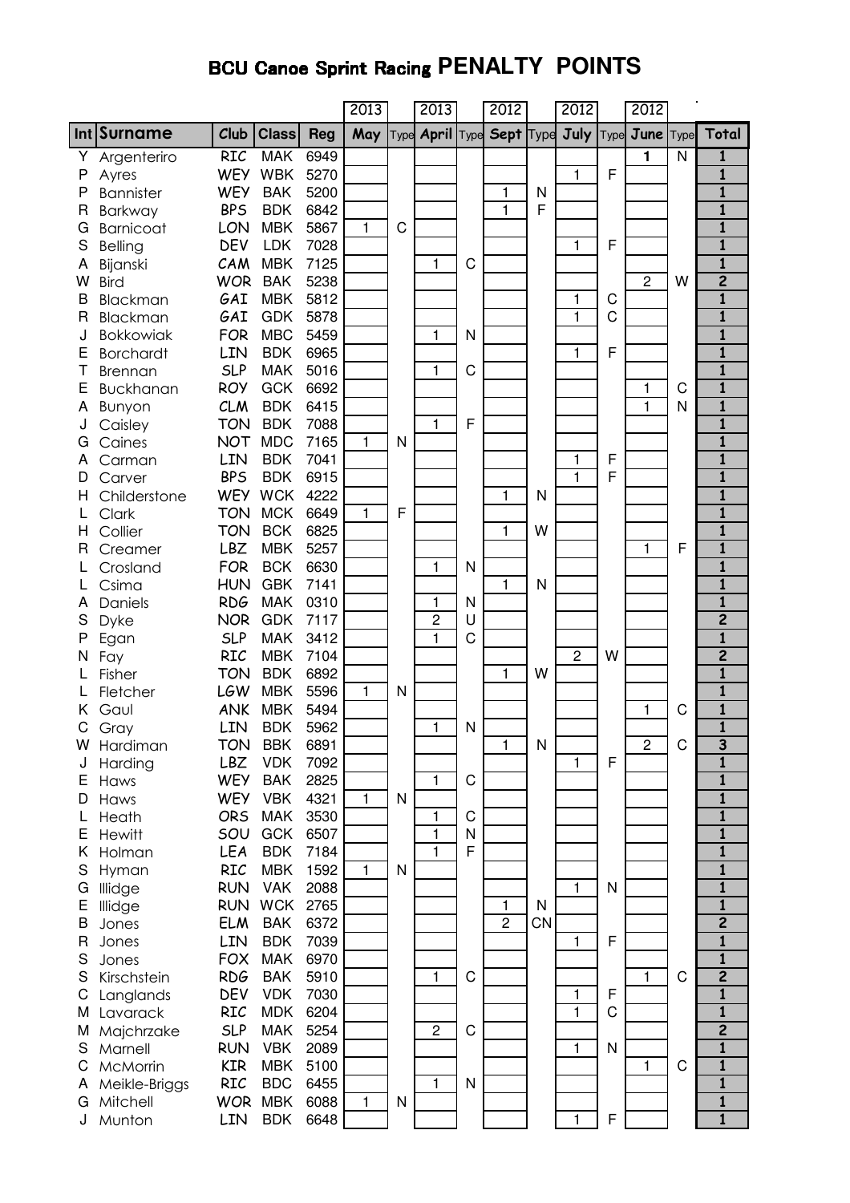# BCU Canoe Sprint Racing PENALTY POINTS

| Int | Surname | Club | Class | Reg | 2013 May | Type | 2013 April | Type | 2012 Sept | Type | 2012 July | Type | 2012 June | Type | Total |
|---|---|---|---|---|---|---|---|---|---|---|---|---|---|---|---|
| Y | Argenteriro | RIC | MAK | 6949 | | | | | | | | | 1 | N | 1 |
| P | Ayres | WEY | WBK | 5270 | | | | | | | 1 | F | | | 1 |
| P | Bannister | WEY | BAK | 5200 | | | | | 1 | N | | | | | 1 |
| R | Barkway | BPS | BDK | 6842 | | | | | 1 | F | | | | | 1 |
| G | Barnicoat | LON | MBK | 5867 | 1 | C | | | | | | | | | 1 |
| S | Belling | DEV | LDK | 7028 | | | | | | | 1 | F | | | 1 |
| A | Bijanski | CAM | MBK | 7125 | | | 1 | C | | | | | | | 1 |
| W | Bird | WOR | BAK | 5238 | | | | | | | | | 2 | W | 2 |
| B | Blackman | GAI | MBK | 5812 | | | | | | | 1 | C | | | 1 |
| R | Blackman | GAI | GDK | 5878 | | | | | | | 1 | C | | | 1 |
| J | Bokkowiak | FOR | MBC | 5459 | | | 1 | N | | | | | | | 1 |
| E | Borchardt | LIN | BDK | 6965 | | | | | | | 1 | F | | | 1 |
| T | Brennan | SLP | MAK | 5016 | | | 1 | C | | | | | | | 1 |
| E | Buckhanan | ROY | GCK | 6692 | | | | | | | | | 1 | C | 1 |
| A | Bunyon | CLM | BDK | 6415 | | | | | | | | | 1 | N | 1 |
| J | Caisley | TON | BDK | 7088 | | | 1 | F | | | | | | | 1 |
| G | Caines | NOT | MDC | 7165 | 1 | N | | | | | | | | | 1 |
| A | Carman | LIN | BDK | 7041 | | | | | | | 1 | F | | | 1 |
| D | Carver | BPS | BDK | 6915 | | | | | | | 1 | F | | | 1 |
| H | Childerstone | WEY | WCK | 4222 | | | | | 1 | N | | | | | 1 |
| L | Clark | TON | MCK | 6649 | 1 | F | | | | | | | | | 1 |
| H | Collier | TON | BCK | 6825 | | | | | 1 | W | | | | | 1 |
| R | Creamer | LBZ | MBK | 5257 | | | | | | | | | 1 | F | 1 |
| L | Crosland | FOR | BCK | 6630 | | | 1 | N | | | | | | | 1 |
| L | Csima | HUN | GBK | 7141 | | | | | 1 | N | | | | | 1 |
| A | Daniels | RDG | MAK | 0310 | | | 1 | N | | | | | | | 1 |
| S | Dyke | NOR | GDK | 7117 | | | 2 | U | | | | | | | 2 |
| P | Egan | SLP | MAK | 3412 | | | 1 | C | | | | | | | 1 |
| N | Fay | RIC | MBK | 7104 | | | | | | | 2 | W | | | 2 |
| L | Fisher | TON | BDK | 6892 | | | | | 1 | W | | | | | 1 |
| L | Fletcher | LGW | MBK | 5596 | 1 | N | | | | | | | | | 1 |
| K | Gaul | ANK | MBK | 5494 | | | | | | | | | 1 | C | 1 |
| C | Gray | LIN | BDK | 5962 | | | 1 | N | | | | | | | 1 |
| W | Hardiman | TON | BBK | 6891 | | | | | 1 | N | | | 2 | C | 3 |
| J | Harding | LBZ | VDK | 7092 | | | | | | | 1 | F | | | 1 |
| E | Haws | WEY | BAK | 2825 | | | 1 | C | | | | | | | 1 |
| D | Haws | WEY | VBK | 4321 | 1 | N | | | | | | | | | 1 |
| L | Heath | ORS | MAK | 3530 | | | 1 | C | | | | | | | 1 |
| E | Hewitt | SOU | GCK | 6507 | | | 1 | N | | | | | | | 1 |
| K | Holman | LEA | BDK | 7184 | | | 1 | F | | | | | | | 1 |
| S | Hyman | RIC | MBK | 1592 | 1 | N | | | | | | | | | 1 |
| G | Illidge | RUN | VAK | 2088 | | | | | | | 1 | N | | | 1 |
| E | Illidge | RUN | WCK | 2765 | | | | | 1 | N | | | | | 1 |
| B | Jones | ELM | BAK | 6372 | | | | | 2 | CN | | | | | 2 |
| R | Jones | LIN | BDK | 7039 | | | | | | | 1 | F | | | 1 |
| S | Jones | FOX | MAK | 6970 | | | | | | | | | | | 1 |
| S | Kirschstein | RDG | BAK | 5910 | | | 1 | C | | | | | 1 | C | 2 |
| C | Langlands | DEV | VDK | 7030 | | | | | | | 1 | F | | | 1 |
| M | Lavarack | RIC | MDK | 6204 | | | | | | | 1 | C | | | 1 |
| M | Majchrzake | SLP | MAK | 5254 | | | 2 | C | | | | | | | 2 |
| S | Marnell | RUN | VBK | 2089 | | | | | | | 1 | N | | | 1 |
| C | McMorrin | KIR | MBK | 5100 | | | | | | | | | 1 | C | 1 |
| A | Meikle-Briggs | RIC | BDC | 6455 | | | 1 | N | | | | | | | 1 |
| G | Mitchell | WOR | MBK | 6088 | 1 | N | | | | | | | | | 1 |
| J | Munton | LIN | BDK | 6648 | | | | | | | 1 | F | | | 1 |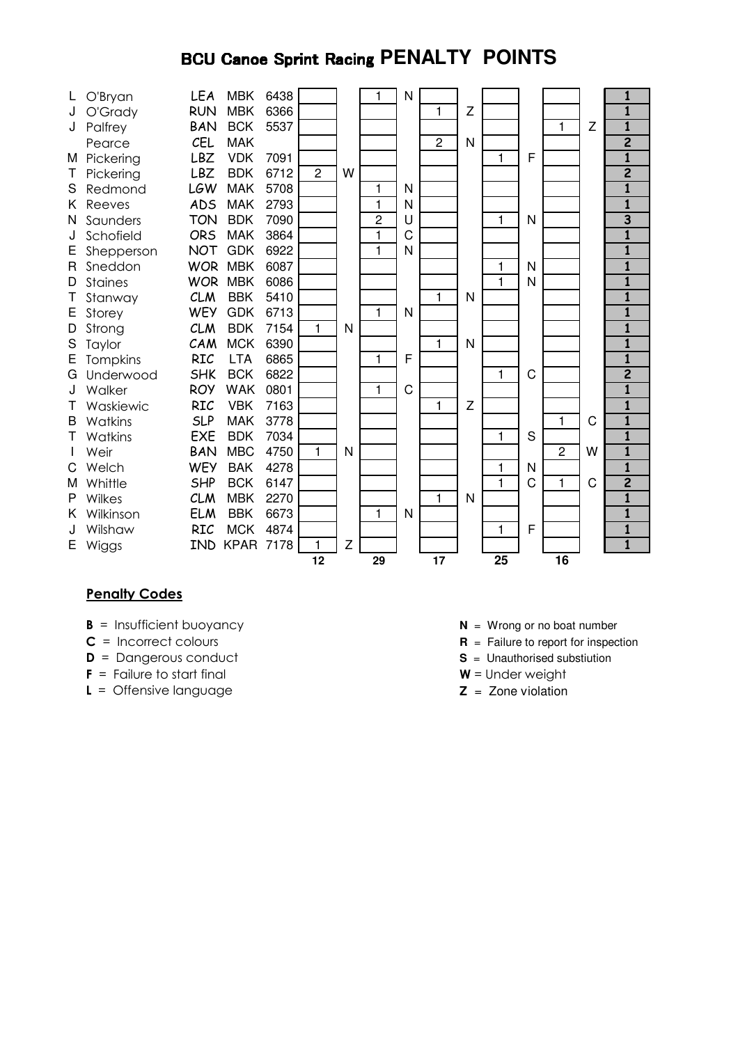# BCU Canoe Sprint Racing PENALTY POINTS

| | | | | | | | | | | | | | | | |
|---|---|---|---|---|---|---|---|---|---|---|---|---|---|---|---|
| L | O'Bryan | LEA | MBK | 6438 | | | 1 | N | | | | | | | 1 |
| J | O'Grady | RUN | MBK | 6366 | | | | | 1 | Z | | | | | 1 |
| J | Palfrey | BAN | BCK | 5537 | | | | | | | | | 1 | Z | 1 |
| | Pearce | CEL | MAK | | | | | | 2 | N | | | | | 2 |
| M | Pickering | LBZ | VDK | 7091 | | | | | | | 1 | F | | | 1 |
| T | Pickering | LBZ | BDK | 6712 | 2 | W | | | | | | | | | 2 |
| S | Redmond | LGW | MAK | 5708 | | | 1 | N | | | | | | | 1 |
| K | Reeves | ADS | MAK | 2793 | | | 1 | N | | | | | | | 1 |
| N | Saunders | TON | BDK | 7090 | | | 2 | U | | | 1 | N | | | 3 |
| J | Schofield | ORS | MAK | 3864 | | | 1 | C | | | | | | | 1 |
| E | Shepperson | NOT | GDK | 6922 | | | 1 | N | | | | | | | 1 |
| R | Sneddon | WOR | MBK | 6087 | | | | | | | 1 | N | | | 1 |
| D | Staines | WOR | MBK | 6086 | | | | | | | 1 | N | | | 1 |
| T | Stanway | CLM | BBK | 5410 | | | | | 1 | N | | | | | 1 |
| E | Storey | WEY | GDK | 6713 | | | 1 | N | | | | | | | 1 |
| D | Strong | CLM | BDK | 7154 | 1 | N | | | | | | | | | 1 |
| S | Taylor | CAM | MCK | 6390 | | | | | 1 | N | | | | | 1 |
| E | Tompkins | RIC | LTA | 6865 | | | 1 | F | | | | | | | 1 |
| G | Underwood | SHK | BCK | 6822 | | | | | | | 1 | C | | | 2 |
| J | Walker | ROY | WAK | 0801 | | | 1 | C | | | | | | | 1 |
| T | Waskiewic | RIC | VBK | 7163 | | | | | 1 | Z | | | | | 1 |
| B | Watkins | SLP | MAK | 3778 | | | | | | | | | 1 | C | 1 |
| T | Watkins | EXE | BDK | 7034 | | | | | | | 1 | S | | | 1 |
| I | Weir | BAN | MBC | 4750 | 1 | N | | | | | | | 2 | W | 1 |
| C | Welch | WEY | BAK | 4278 | | | | | | | 1 | N | | | 1 |
| M | Whittle | SHP | BCK | 6147 | | | | | | | 1 | C | 1 | C | 2 |
| P | Wilkes | CLM | MBK | 2270 | | | | | 1 | N | | | | | 1 |
| K | Wilkinson | ELM | BBK | 6673 | | | 1 | N | | | | | | | 1 |
| J | Wilshaw | RIC | MCK | 4874 | | | | | | | 1 | F | | | 1 |
| E | Wiggs | IND | KPAR | 7178 | 1 | Z | | | | | | | | | 1 |
| | | | | | 12 | | 29 | | 17 | | 25 | | 16 | | |

## Penalty Codes

**B** = Insufficient buoyancy
**C** = Incorrect colours
**D** = Dangerous conduct
**F** = Failure to start final
**L** = Offensive language

**N** = Wrong or no boat number
**R** = Failure to report for inspection
**S** = Unauthorised substiution
**W** = Under weight
**Z** = Zone violation